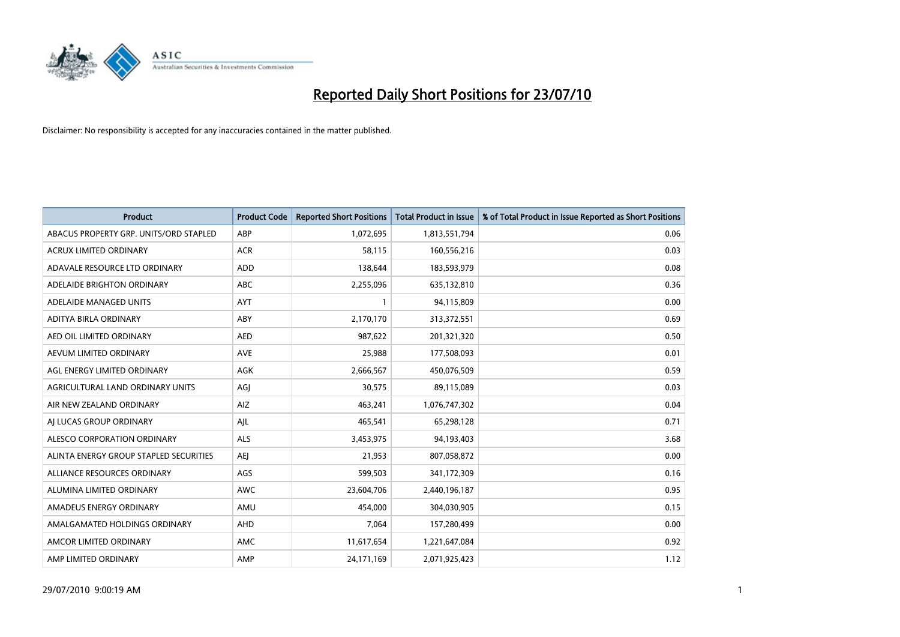# Reported Daily Short Positions for 23/07/10

Disclaimer: No responsibility is accepted for any inaccuracies contained in the matter published.

| Product | Product Code | Reported Short Positions | Total Product in Issue | % of Total Product in Issue Reported as Short Positions |
|---|---|---|---|---|
| ABACUS PROPERTY GRP. UNITS/ORD STAPLED | ABP | 1,072,695 | 1,813,551,794 | 0.06 |
| ACRUX LIMITED ORDINARY | ACR | 58,115 | 160,556,216 | 0.03 |
| ADAVALE RESOURCE LTD ORDINARY | ADD | 138,644 | 183,593,979 | 0.08 |
| ADELAIDE BRIGHTON ORDINARY | ABC | 2,255,096 | 635,132,810 | 0.36 |
| ADELAIDE MANAGED UNITS | AYT | 1 | 94,115,809 | 0.00 |
| ADITYA BIRLA ORDINARY | ABY | 2,170,170 | 313,372,551 | 0.69 |
| AED OIL LIMITED ORDINARY | AED | 987,622 | 201,321,320 | 0.50 |
| AEVUM LIMITED ORDINARY | AVE | 25,988 | 177,508,093 | 0.01 |
| AGL ENERGY LIMITED ORDINARY | AGK | 2,666,567 | 450,076,509 | 0.59 |
| AGRICULTURAL LAND ORDINARY UNITS | AGJ | 30,575 | 89,115,089 | 0.03 |
| AIR NEW ZEALAND ORDINARY | AIZ | 463,241 | 1,076,747,302 | 0.04 |
| AJ LUCAS GROUP ORDINARY | AJL | 465,541 | 65,298,128 | 0.71 |
| ALESCO CORPORATION ORDINARY | ALS | 3,453,975 | 94,193,403 | 3.68 |
| ALINTA ENERGY GROUP STAPLED SECURITIES | AEJ | 21,953 | 807,058,872 | 0.00 |
| ALLIANCE RESOURCES ORDINARY | AGS | 599,503 | 341,172,309 | 0.16 |
| ALUMINA LIMITED ORDINARY | AWC | 23,604,706 | 2,440,196,187 | 0.95 |
| AMADEUS ENERGY ORDINARY | AMU | 454,000 | 304,030,905 | 0.15 |
| AMALGAMATED HOLDINGS ORDINARY | AHD | 7,064 | 157,280,499 | 0.00 |
| AMCOR LIMITED ORDINARY | AMC | 11,617,654 | 1,221,647,084 | 0.92 |
| AMP LIMITED ORDINARY | AMP | 24,171,169 | 2,071,925,423 | 1.12 |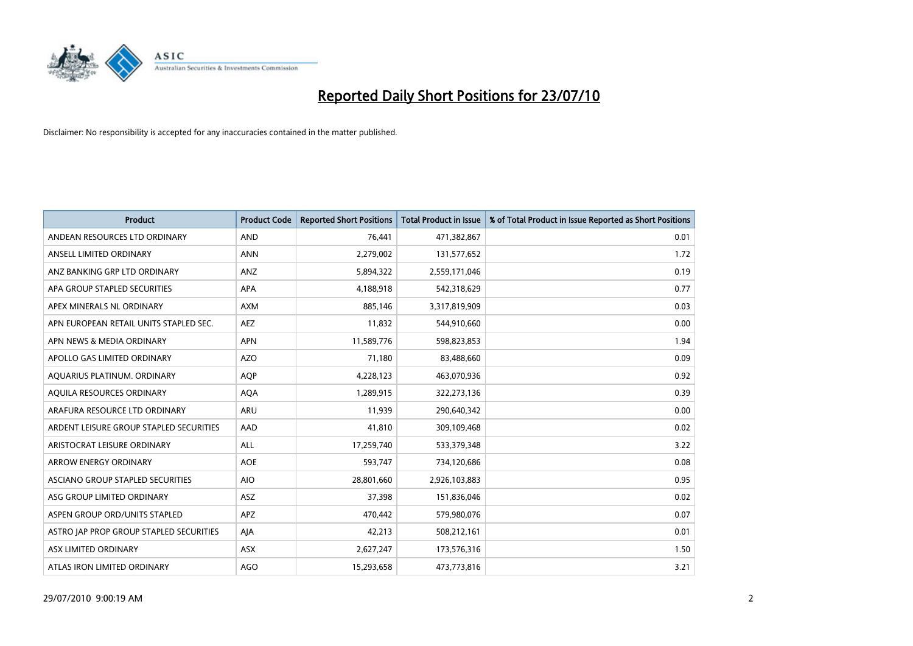# Reported Daily Short Positions for 23/07/10

Disclaimer: No responsibility is accepted for any inaccuracies contained in the matter published.

| Product | Product Code | Reported Short Positions | Total Product in Issue | % of Total Product in Issue Reported as Short Positions |
|---|---|---|---|---|
| ANDEAN RESOURCES LTD ORDINARY | AND | 76,441 | 471,382,867 | 0.01 |
| ANSELL LIMITED ORDINARY | ANN | 2,279,002 | 131,577,652 | 1.72 |
| ANZ BANKING GRP LTD ORDINARY | ANZ | 5,894,322 | 2,559,171,046 | 0.19 |
| APA GROUP STAPLED SECURITIES | APA | 4,188,918 | 542,318,629 | 0.77 |
| APEX MINERALS NL ORDINARY | AXM | 885,146 | 3,317,819,909 | 0.03 |
| APN EUROPEAN RETAIL UNITS STAPLED SEC. | AEZ | 11,832 | 544,910,660 | 0.00 |
| APN NEWS & MEDIA ORDINARY | APN | 11,589,776 | 598,823,853 | 1.94 |
| APOLLO GAS LIMITED ORDINARY | AZO | 71,180 | 83,488,660 | 0.09 |
| AQUARIUS PLATINUM. ORDINARY | AQP | 4,228,123 | 463,070,936 | 0.92 |
| AQUILA RESOURCES ORDINARY | AQA | 1,289,915 | 322,273,136 | 0.39 |
| ARAFURA RESOURCE LTD ORDINARY | ARU | 11,939 | 290,640,342 | 0.00 |
| ARDENT LEISURE GROUP STAPLED SECURITIES | AAD | 41,810 | 309,109,468 | 0.02 |
| ARISTOCRAT LEISURE ORDINARY | ALL | 17,259,740 | 533,379,348 | 3.22 |
| ARROW ENERGY ORDINARY | AOE | 593,747 | 734,120,686 | 0.08 |
| ASCIANO GROUP STAPLED SECURITIES | AIO | 28,801,660 | 2,926,103,883 | 0.95 |
| ASG GROUP LIMITED ORDINARY | ASZ | 37,398 | 151,836,046 | 0.02 |
| ASPEN GROUP ORD/UNITS STAPLED | APZ | 470,442 | 579,980,076 | 0.07 |
| ASTRO JAP PROP GROUP STAPLED SECURITIES | AJA | 42,213 | 508,212,161 | 0.01 |
| ASX LIMITED ORDINARY | ASX | 2,627,247 | 173,576,316 | 1.50 |
| ATLAS IRON LIMITED ORDINARY | AGO | 15,293,658 | 473,773,816 | 3.21 |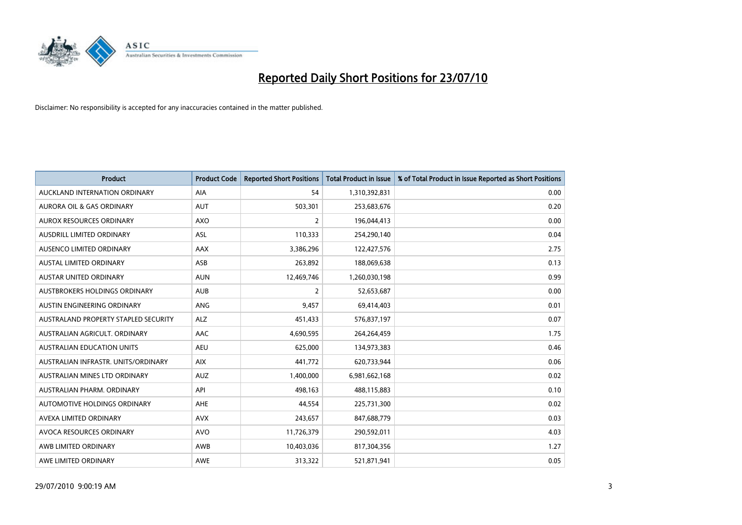# Reported Daily Short Positions for 23/07/10

Disclaimer: No responsibility is accepted for any inaccuracies contained in the matter published.

| Product | Product Code | Reported Short Positions | Total Product in Issue | % of Total Product in Issue Reported as Short Positions |
|---|---|---|---|---|
| AUCKLAND INTERNATION ORDINARY | AIA | 54 | 1,310,392,831 | 0.00 |
| AURORA OIL & GAS ORDINARY | AUT | 503,301 | 253,683,676 | 0.20 |
| AUROX RESOURCES ORDINARY | AXO | 2 | 196,044,413 | 0.00 |
| AUSDRILL LIMITED ORDINARY | ASL | 110,333 | 254,290,140 | 0.04 |
| AUSENCO LIMITED ORDINARY | AAX | 3,386,296 | 122,427,576 | 2.75 |
| AUSTAL LIMITED ORDINARY | ASB | 263,892 | 188,069,638 | 0.13 |
| AUSTAR UNITED ORDINARY | AUN | 12,469,746 | 1,260,030,198 | 0.99 |
| AUSTBROKERS HOLDINGS ORDINARY | AUB | 2 | 52,653,687 | 0.00 |
| AUSTIN ENGINEERING ORDINARY | ANG | 9,457 | 69,414,403 | 0.01 |
| AUSTRALAND PROPERTY STAPLED SECURITY | ALZ | 451,433 | 576,837,197 | 0.07 |
| AUSTRALIAN AGRICULT. ORDINARY | AAC | 4,690,595 | 264,264,459 | 1.75 |
| AUSTRALIAN EDUCATION UNITS | AEU | 625,000 | 134,973,383 | 0.46 |
| AUSTRALIAN INFRASTR. UNITS/ORDINARY | AIX | 441,772 | 620,733,944 | 0.06 |
| AUSTRALIAN MINES LTD ORDINARY | AUZ | 1,400,000 | 6,981,662,168 | 0.02 |
| AUSTRALIAN PHARM. ORDINARY | API | 498,163 | 488,115,883 | 0.10 |
| AUTOMOTIVE HOLDINGS ORDINARY | AHE | 44,554 | 225,731,300 | 0.02 |
| AVEXA LIMITED ORDINARY | AVX | 243,657 | 847,688,779 | 0.03 |
| AVOCA RESOURCES ORDINARY | AVO | 11,726,379 | 290,592,011 | 4.03 |
| AWB LIMITED ORDINARY | AWB | 10,403,036 | 817,304,356 | 1.27 |
| AWE LIMITED ORDINARY | AWE | 313,322 | 521,871,941 | 0.05 |

29/07/2010 9:00:19 AM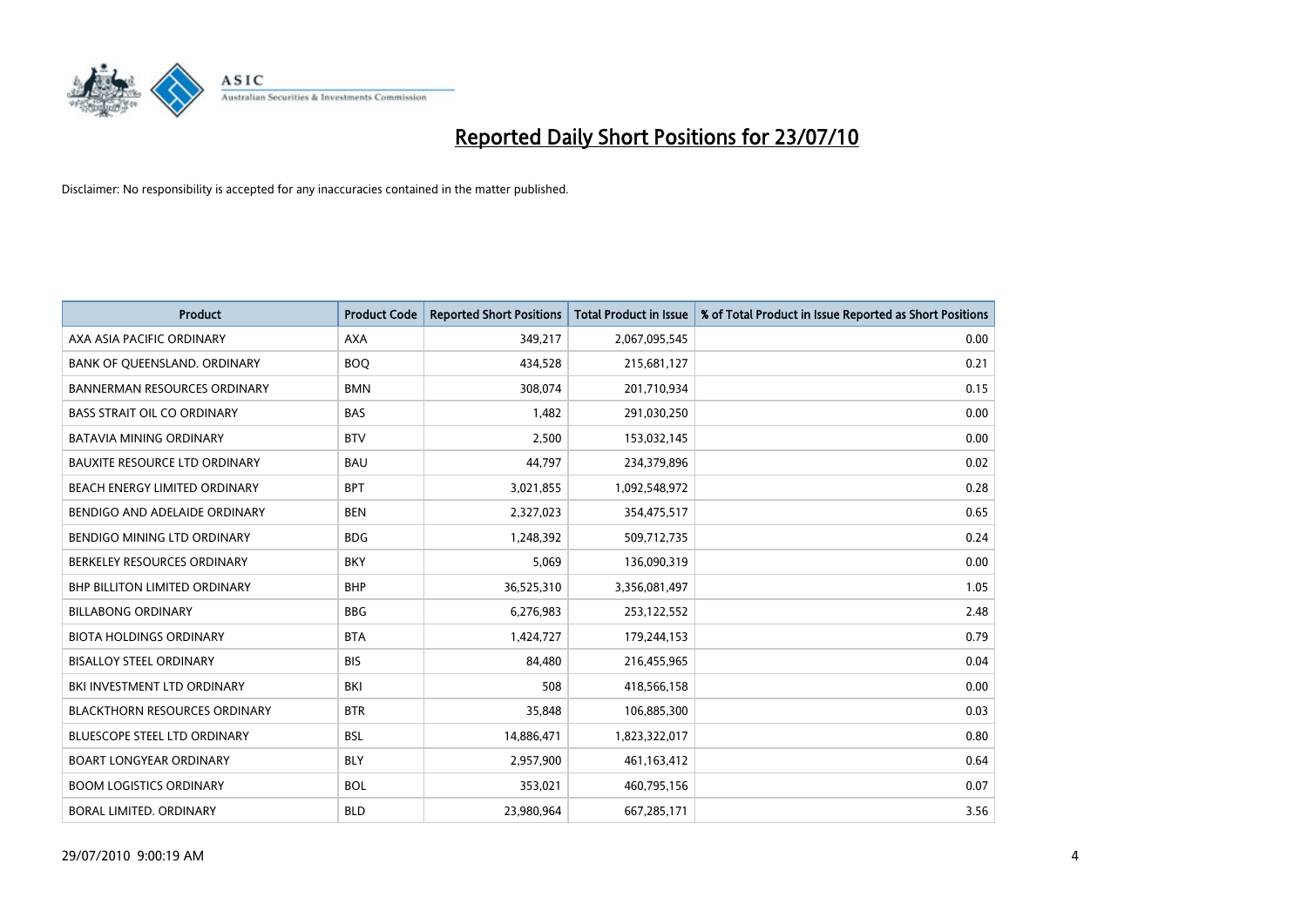# Reported Daily Short Positions for 23/07/10

Disclaimer: No responsibility is accepted for any inaccuracies contained in the matter published.

| Product | Product Code | Reported Short Positions | Total Product in Issue | % of Total Product in Issue Reported as Short Positions |
|---|---|---|---|---|
| AXA ASIA PACIFIC ORDINARY | AXA | 349,217 | 2,067,095,545 | 0.00 |
| BANK OF QUEENSLAND. ORDINARY | BOQ | 434,528 | 215,681,127 | 0.21 |
| BANNERMAN RESOURCES ORDINARY | BMN | 308,074 | 201,710,934 | 0.15 |
| BASS STRAIT OIL CO ORDINARY | BAS | 1,482 | 291,030,250 | 0.00 |
| BATAVIA MINING ORDINARY | BTV | 2,500 | 153,032,145 | 0.00 |
| BAUXITE RESOURCE LTD ORDINARY | BAU | 44,797 | 234,379,896 | 0.02 |
| BEACH ENERGY LIMITED ORDINARY | BPT | 3,021,855 | 1,092,548,972 | 0.28 |
| BENDIGO AND ADELAIDE ORDINARY | BEN | 2,327,023 | 354,475,517 | 0.65 |
| BENDIGO MINING LTD ORDINARY | BDG | 1,248,392 | 509,712,735 | 0.24 |
| BERKELEY RESOURCES ORDINARY | BKY | 5,069 | 136,090,319 | 0.00 |
| BHP BILLITON LIMITED ORDINARY | BHP | 36,525,310 | 3,356,081,497 | 1.05 |
| BILLABONG ORDINARY | BBG | 6,276,983 | 253,122,552 | 2.48 |
| BIOTA HOLDINGS ORDINARY | BTA | 1,424,727 | 179,244,153 | 0.79 |
| BISALLOY STEEL ORDINARY | BIS | 84,480 | 216,455,965 | 0.04 |
| BKI INVESTMENT LTD ORDINARY | BKI | 508 | 418,566,158 | 0.00 |
| BLACKTHORN RESOURCES ORDINARY | BTR | 35,848 | 106,885,300 | 0.03 |
| BLUESCOPE STEEL LTD ORDINARY | BSL | 14,886,471 | 1,823,322,017 | 0.80 |
| BOART LONGYEAR ORDINARY | BLY | 2,957,900 | 461,163,412 | 0.64 |
| BOOM LOGISTICS ORDINARY | BOL | 353,021 | 460,795,156 | 0.07 |
| BORAL LIMITED. ORDINARY | BLD | 23,980,964 | 667,285,171 | 3.56 |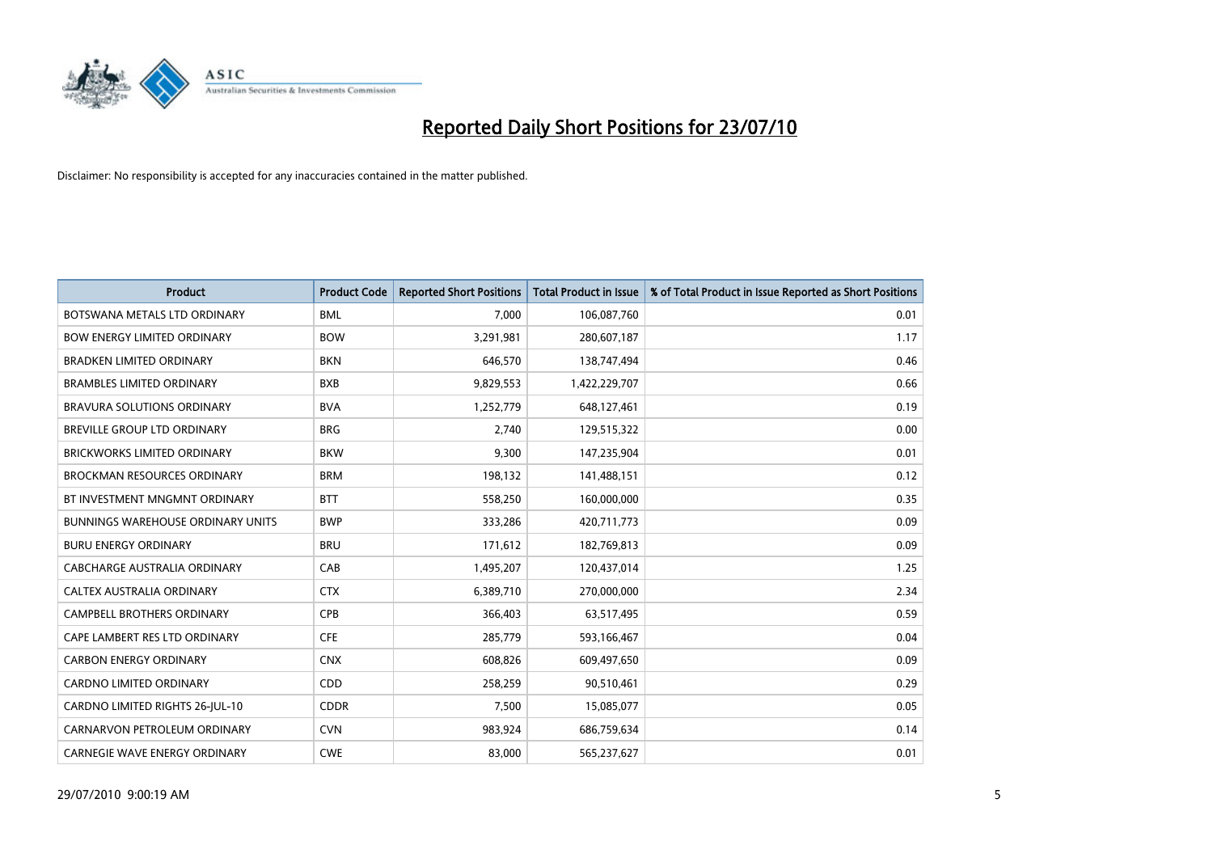# Reported Daily Short Positions for 23/07/10

Disclaimer: No responsibility is accepted for any inaccuracies contained in the matter published.

| Product | Product Code | Reported Short Positions | Total Product in Issue | % of Total Product in Issue Reported as Short Positions |
| --- | --- | --- | --- | --- |
| BOTSWANA METALS LTD ORDINARY | BML | 7,000 | 106,087,760 | 0.01 |
| BOW ENERGY LIMITED ORDINARY | BOW | 3,291,981 | 280,607,187 | 1.17 |
| BRADKEN LIMITED ORDINARY | BKN | 646,570 | 138,747,494 | 0.46 |
| BRAMBLES LIMITED ORDINARY | BXB | 9,829,553 | 1,422,229,707 | 0.66 |
| BRAVURA SOLUTIONS ORDINARY | BVA | 1,252,779 | 648,127,461 | 0.19 |
| BREVILLE GROUP LTD ORDINARY | BRG | 2,740 | 129,515,322 | 0.00 |
| BRICKWORKS LIMITED ORDINARY | BKW | 9,300 | 147,235,904 | 0.01 |
| BROCKMAN RESOURCES ORDINARY | BRM | 198,132 | 141,488,151 | 0.12 |
| BT INVESTMENT MNGMNT ORDINARY | BTT | 558,250 | 160,000,000 | 0.35 |
| BUNNINGS WAREHOUSE ORDINARY UNITS | BWP | 333,286 | 420,711,773 | 0.09 |
| BURU ENERGY ORDINARY | BRU | 171,612 | 182,769,813 | 0.09 |
| CABCHARGE AUSTRALIA ORDINARY | CAB | 1,495,207 | 120,437,014 | 1.25 |
| CALTEX AUSTRALIA ORDINARY | CTX | 6,389,710 | 270,000,000 | 2.34 |
| CAMPBELL BROTHERS ORDINARY | CPB | 366,403 | 63,517,495 | 0.59 |
| CAPE LAMBERT RES LTD ORDINARY | CFE | 285,779 | 593,166,467 | 0.04 |
| CARBON ENERGY ORDINARY | CNX | 608,826 | 609,497,650 | 0.09 |
| CARDNO LIMITED ORDINARY | CDD | 258,259 | 90,510,461 | 0.29 |
| CARDNO LIMITED RIGHTS 26-JUL-10 | CDDR | 7,500 | 15,085,077 | 0.05 |
| CARNARVON PETROLEUM ORDINARY | CVN | 983,924 | 686,759,634 | 0.14 |
| CARNEGIE WAVE ENERGY ORDINARY | CWE | 83,000 | 565,237,627 | 0.01 |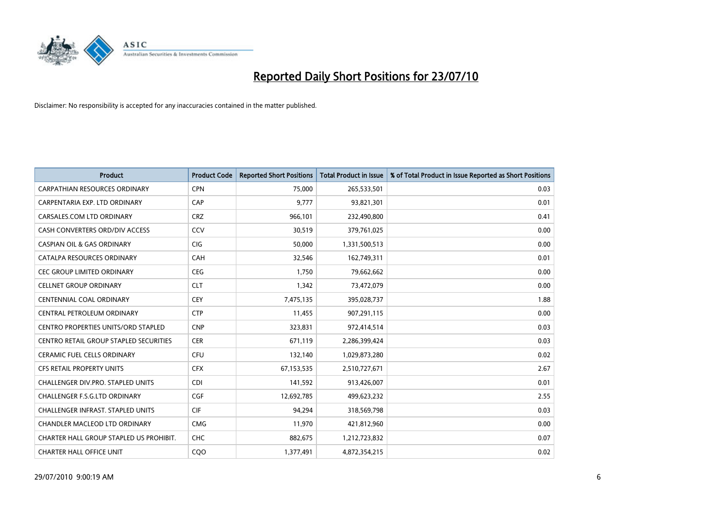# Reported Daily Short Positions for 23/07/10

Disclaimer: No responsibility is accepted for any inaccuracies contained in the matter published.

| Product | Product Code | Reported Short Positions | Total Product in Issue | % of Total Product in Issue Reported as Short Positions |
|---|---|---|---|---|
| CARPATHIAN RESOURCES ORDINARY | CPN | 75,000 | 265,533,501 | 0.03 |
| CARPENTARIA EXP. LTD ORDINARY | CAP | 9,777 | 93,821,301 | 0.01 |
| CARSALES.COM LTD ORDINARY | CRZ | 966,101 | 232,490,800 | 0.41 |
| CASH CONVERTERS ORD/DIV ACCESS | CCV | 30,519 | 379,761,025 | 0.00 |
| CASPIAN OIL & GAS ORDINARY | CIG | 50,000 | 1,331,500,513 | 0.00 |
| CATALPA RESOURCES ORDINARY | CAH | 32,546 | 162,749,311 | 0.01 |
| CEC GROUP LIMITED ORDINARY | CEG | 1,750 | 79,662,662 | 0.00 |
| CELLNET GROUP ORDINARY | CLT | 1,342 | 73,472,079 | 0.00 |
| CENTENNIAL COAL ORDINARY | CEY | 7,475,135 | 395,028,737 | 1.88 |
| CENTRAL PETROLEUM ORDINARY | CTP | 11,455 | 907,291,115 | 0.00 |
| CENTRO PROPERTIES UNITS/ORD STAPLED | CNP | 323,831 | 972,414,514 | 0.03 |
| CENTRO RETAIL GROUP STAPLED SECURITIES | CER | 671,119 | 2,286,399,424 | 0.03 |
| CERAMIC FUEL CELLS ORDINARY | CFU | 132,140 | 1,029,873,280 | 0.02 |
| CFS RETAIL PROPERTY UNITS | CFX | 67,153,535 | 2,510,727,671 | 2.67 |
| CHALLENGER DIV.PRO. STAPLED UNITS | CDI | 141,592 | 913,426,007 | 0.01 |
| CHALLENGER F.S.G.LTD ORDINARY | CGF | 12,692,785 | 499,623,232 | 2.55 |
| CHALLENGER INFRAST. STAPLED UNITS | CIF | 94,294 | 318,569,798 | 0.03 |
| CHANDLER MACLEOD LTD ORDINARY | CMG | 11,970 | 421,812,960 | 0.00 |
| CHARTER HALL GROUP STAPLED US PROHIBIT. | CHC | 882,675 | 1,212,723,832 | 0.07 |
| CHARTER HALL OFFICE UNIT | CQO | 1,377,491 | 4,872,354,215 | 0.02 |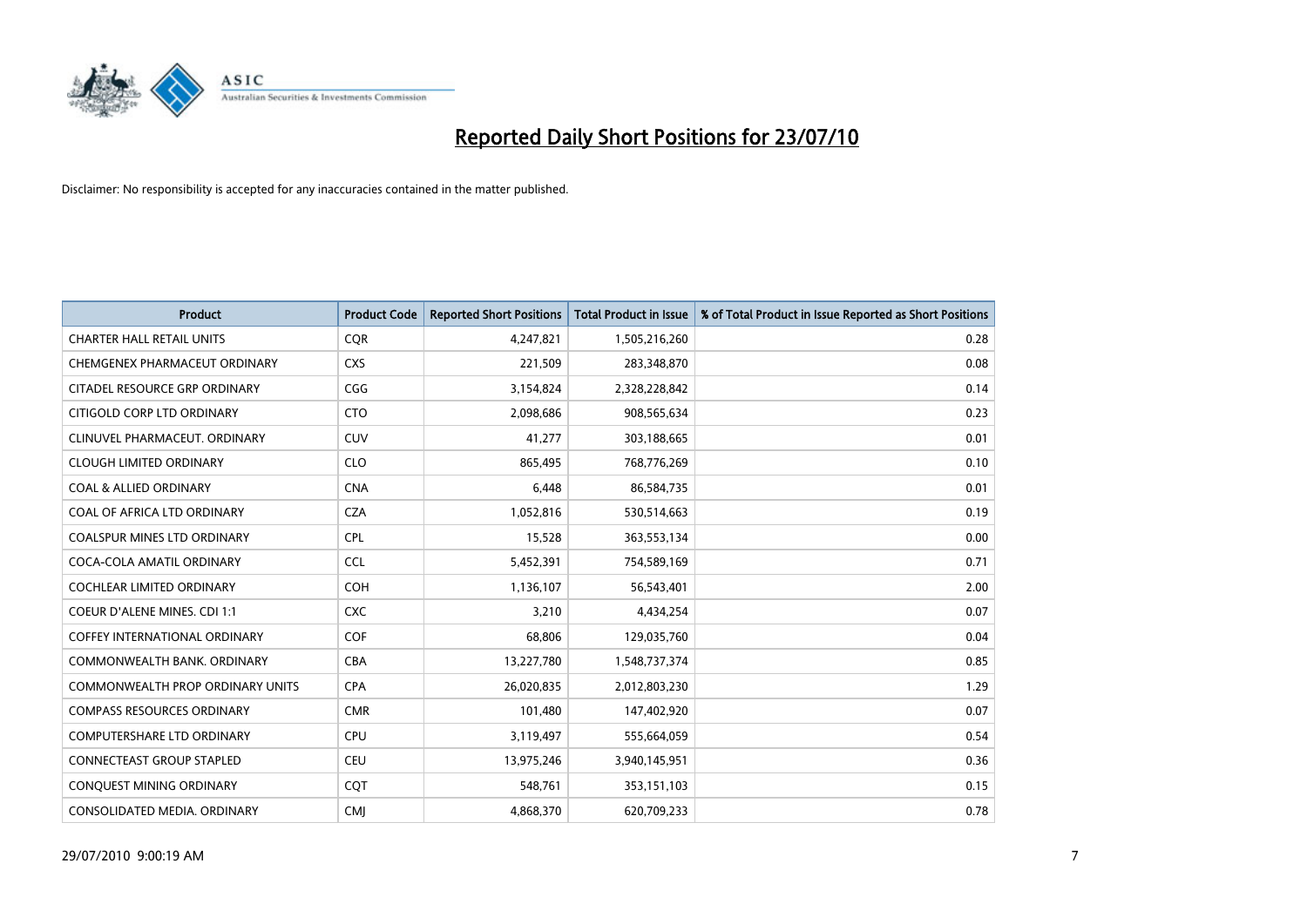# Reported Daily Short Positions for 23/07/10

Disclaimer: No responsibility is accepted for any inaccuracies contained in the matter published.

| Product | Product Code | Reported Short Positions | Total Product in Issue | % of Total Product in Issue Reported as Short Positions |
|---|---|---|---|---|
| CHARTER HALL RETAIL UNITS | CQR | 4,247,821 | 1,505,216,260 | 0.28 |
| CHEMGENEX PHARMACEUT ORDINARY | CXS | 221,509 | 283,348,870 | 0.08 |
| CITADEL RESOURCE GRP ORDINARY | CGG | 3,154,824 | 2,328,228,842 | 0.14 |
| CITIGOLD CORP LTD ORDINARY | CTO | 2,098,686 | 908,565,634 | 0.23 |
| CLINUVEL PHARMACEUT. ORDINARY | CUV | 41,277 | 303,188,665 | 0.01 |
| CLOUGH LIMITED ORDINARY | CLO | 865,495 | 768,776,269 | 0.10 |
| COAL & ALLIED ORDINARY | CNA | 6,448 | 86,584,735 | 0.01 |
| COAL OF AFRICA LTD ORDINARY | CZA | 1,052,816 | 530,514,663 | 0.19 |
| COALSPUR MINES LTD ORDINARY | CPL | 15,528 | 363,553,134 | 0.00 |
| COCA-COLA AMATIL ORDINARY | CCL | 5,452,391 | 754,589,169 | 0.71 |
| COCHLEAR LIMITED ORDINARY | COH | 1,136,107 | 56,543,401 | 2.00 |
| COEUR D'ALENE MINES. CDI 1:1 | CXC | 3,210 | 4,434,254 | 0.07 |
| COFFEY INTERNATIONAL ORDINARY | COF | 68,806 | 129,035,760 | 0.04 |
| COMMONWEALTH BANK. ORDINARY | CBA | 13,227,780 | 1,548,737,374 | 0.85 |
| COMMONWEALTH PROP ORDINARY UNITS | CPA | 26,020,835 | 2,012,803,230 | 1.29 |
| COMPASS RESOURCES ORDINARY | CMR | 101,480 | 147,402,920 | 0.07 |
| COMPUTERSHARE LTD ORDINARY | CPU | 3,119,497 | 555,664,059 | 0.54 |
| CONNECTEAST GROUP STAPLED | CEU | 13,975,246 | 3,940,145,951 | 0.36 |
| CONQUEST MINING ORDINARY | CQT | 548,761 | 353,151,103 | 0.15 |
| CONSOLIDATED MEDIA. ORDINARY | CMJ | 4,868,370 | 620,709,233 | 0.78 |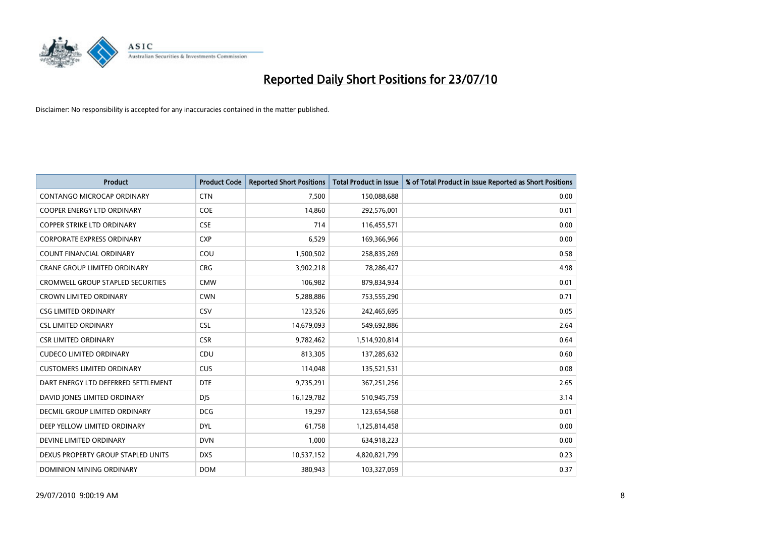# Reported Daily Short Positions for 23/07/10

Disclaimer: No responsibility is accepted for any inaccuracies contained in the matter published.

| Product | Product Code | Reported Short Positions | Total Product in Issue | % of Total Product in Issue Reported as Short Positions |
|---|---|---|---|---|
| CONTANGO MICROCAP ORDINARY | CTN | 7,500 | 150,088,688 | 0.00 |
| COOPER ENERGY LTD ORDINARY | COE | 14,860 | 292,576,001 | 0.01 |
| COPPER STRIKE LTD ORDINARY | CSE | 714 | 116,455,571 | 0.00 |
| CORPORATE EXPRESS ORDINARY | CXP | 6,529 | 169,366,966 | 0.00 |
| COUNT FINANCIAL ORDINARY | COU | 1,500,502 | 258,835,269 | 0.58 |
| CRANE GROUP LIMITED ORDINARY | CRG | 3,902,218 | 78,286,427 | 4.98 |
| CROMWELL GROUP STAPLED SECURITIES | CMW | 106,982 | 879,834,934 | 0.01 |
| CROWN LIMITED ORDINARY | CWN | 5,288,886 | 753,555,290 | 0.71 |
| CSG LIMITED ORDINARY | CSV | 123,526 | 242,465,695 | 0.05 |
| CSL LIMITED ORDINARY | CSL | 14,679,093 | 549,692,886 | 2.64 |
| CSR LIMITED ORDINARY | CSR | 9,782,462 | 1,514,920,814 | 0.64 |
| CUDECO LIMITED ORDINARY | CDU | 813,305 | 137,285,632 | 0.60 |
| CUSTOMERS LIMITED ORDINARY | CUS | 114,048 | 135,521,531 | 0.08 |
| DART ENERGY LTD DEFERRED SETTLEMENT | DTE | 9,735,291 | 367,251,256 | 2.65 |
| DAVID JONES LIMITED ORDINARY | DJS | 16,129,782 | 510,945,759 | 3.14 |
| DECMIL GROUP LIMITED ORDINARY | DCG | 19,297 | 123,654,568 | 0.01 |
| DEEP YELLOW LIMITED ORDINARY | DYL | 61,758 | 1,125,814,458 | 0.00 |
| DEVINE LIMITED ORDINARY | DVN | 1,000 | 634,918,223 | 0.00 |
| DEXUS PROPERTY GROUP STAPLED UNITS | DXS | 10,537,152 | 4,820,821,799 | 0.23 |
| DOMINION MINING ORDINARY | DOM | 380,943 | 103,327,059 | 0.37 |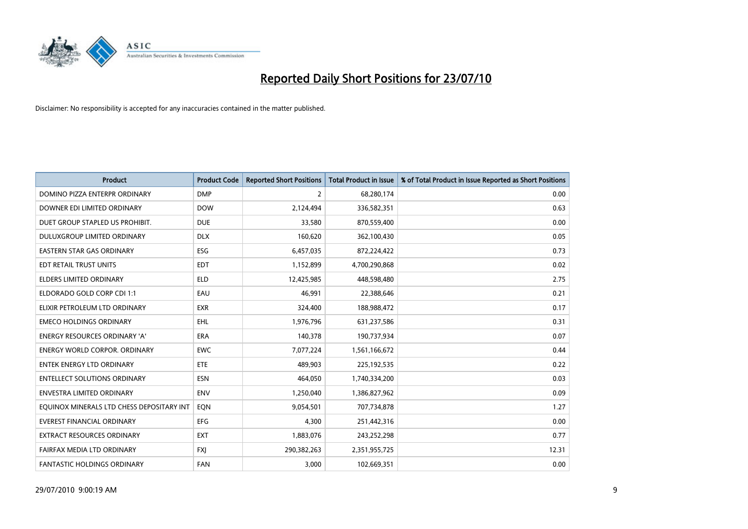# Reported Daily Short Positions for 23/07/10

Disclaimer: No responsibility is accepted for any inaccuracies contained in the matter published.

| Product | Product Code | Reported Short Positions | Total Product in Issue | % of Total Product in Issue Reported as Short Positions |
|---|---|---|---|---|
| DOMINO PIZZA ENTERPR ORDINARY | DMP | 2 | 68,280,174 | 0.00 |
| DOWNER EDI LIMITED ORDINARY | DOW | 2,124,494 | 336,582,351 | 0.63 |
| DUET GROUP STAPLED US PROHIBIT. | DUE | 33,580 | 870,559,400 | 0.00 |
| DULUXGROUP LIMITED ORDINARY | DLX | 160,620 | 362,100,430 | 0.05 |
| EASTERN STAR GAS ORDINARY | ESG | 6,457,035 | 872,224,422 | 0.73 |
| EDT RETAIL TRUST UNITS | EDT | 1,152,899 | 4,700,290,868 | 0.02 |
| ELDERS LIMITED ORDINARY | ELD | 12,425,985 | 448,598,480 | 2.75 |
| ELDORADO GOLD CORP CDI 1:1 | EAU | 46,991 | 22,388,646 | 0.21 |
| ELIXIR PETROLEUM LTD ORDINARY | EXR | 324,400 | 188,988,472 | 0.17 |
| EMECO HOLDINGS ORDINARY | EHL | 1,976,796 | 631,237,586 | 0.31 |
| ENERGY RESOURCES ORDINARY 'A' | ERA | 140,378 | 190,737,934 | 0.07 |
| ENERGY WORLD CORPOR. ORDINARY | EWC | 7,077,224 | 1,561,166,672 | 0.44 |
| ENTEK ENERGY LTD ORDINARY | ETE | 489,903 | 225,192,535 | 0.22 |
| ENTELLECT SOLUTIONS ORDINARY | ESN | 464,050 | 1,740,334,200 | 0.03 |
| ENVESTRA LIMITED ORDINARY | ENV | 1,250,040 | 1,386,827,962 | 0.09 |
| EQUINOX MINERALS LTD CHESS DEPOSITARY INT | EQN | 9,054,501 | 707,734,878 | 1.27 |
| EVEREST FINANCIAL ORDINARY | EFG | 4,300 | 251,442,316 | 0.00 |
| EXTRACT RESOURCES ORDINARY | EXT | 1,883,076 | 243,252,298 | 0.77 |
| FAIRFAX MEDIA LTD ORDINARY | FXJ | 290,382,263 | 2,351,955,725 | 12.31 |
| FANTASTIC HOLDINGS ORDINARY | FAN | 3,000 | 102,669,351 | 0.00 |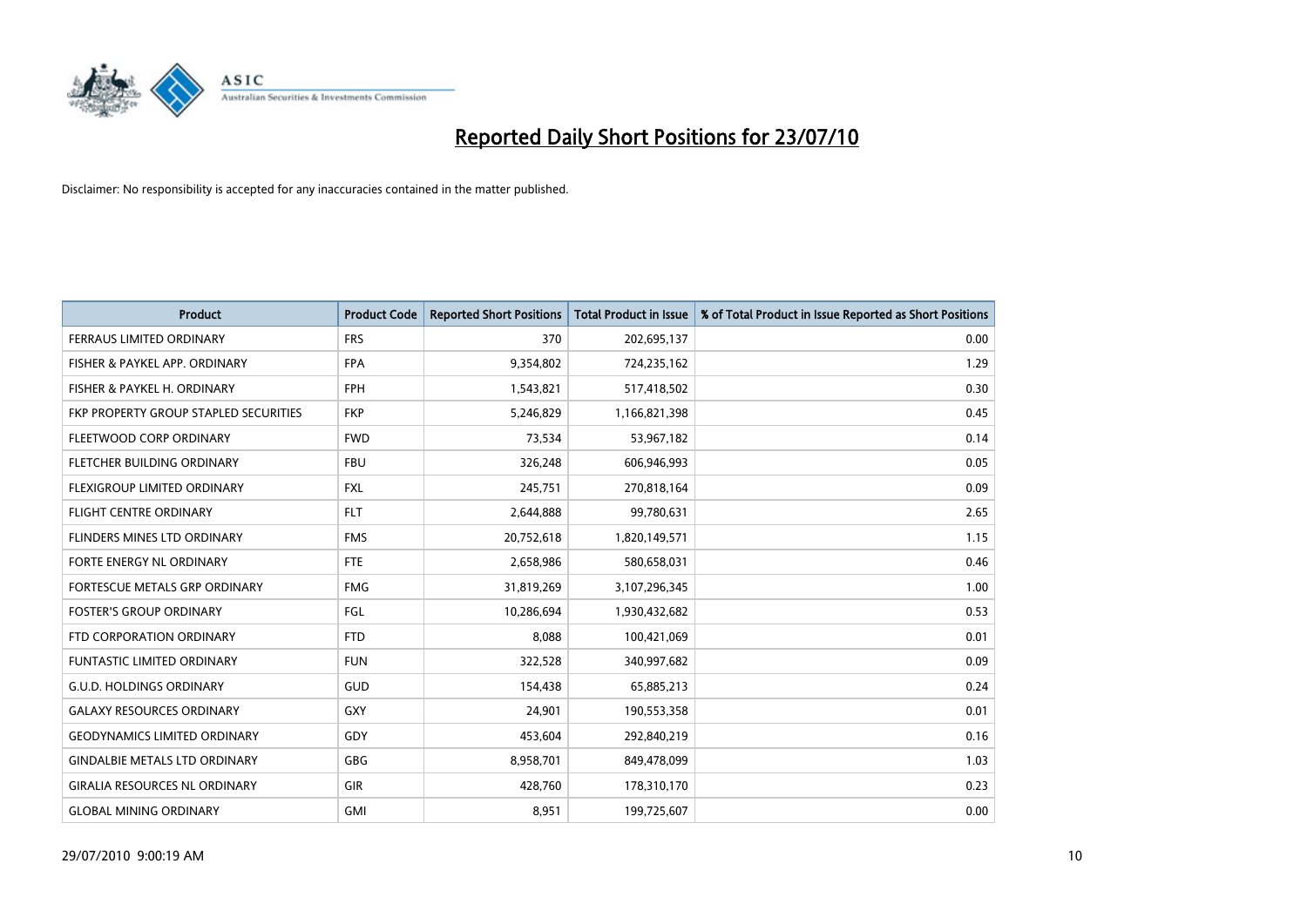# Reported Daily Short Positions for 23/07/10

Disclaimer: No responsibility is accepted for any inaccuracies contained in the matter published.

| Product | Product Code | Reported Short Positions | Total Product in Issue | % of Total Product in Issue Reported as Short Positions |
|---|---|---|---|---|
| FERRAUS LIMITED ORDINARY | FRS | 370 | 202,695,137 | 0.00 |
| FISHER & PAYKEL APP. ORDINARY | FPA | 9,354,802 | 724,235,162 | 1.29 |
| FISHER & PAYKEL H. ORDINARY | FPH | 1,543,821 | 517,418,502 | 0.30 |
| FKP PROPERTY GROUP STAPLED SECURITIES | FKP | 5,246,829 | 1,166,821,398 | 0.45 |
| FLEETWOOD CORP ORDINARY | FWD | 73,534 | 53,967,182 | 0.14 |
| FLETCHER BUILDING ORDINARY | FBU | 326,248 | 606,946,993 | 0.05 |
| FLEXIGROUP LIMITED ORDINARY | FXL | 245,751 | 270,818,164 | 0.09 |
| FLIGHT CENTRE ORDINARY | FLT | 2,644,888 | 99,780,631 | 2.65 |
| FLINDERS MINES LTD ORDINARY | FMS | 20,752,618 | 1,820,149,571 | 1.15 |
| FORTE ENERGY NL ORDINARY | FTE | 2,658,986 | 580,658,031 | 0.46 |
| FORTESCUE METALS GRP ORDINARY | FMG | 31,819,269 | 3,107,296,345 | 1.00 |
| FOSTER'S GROUP ORDINARY | FGL | 10,286,694 | 1,930,432,682 | 0.53 |
| FTD CORPORATION ORDINARY | FTD | 8,088 | 100,421,069 | 0.01 |
| FUNTASTIC LIMITED ORDINARY | FUN | 322,528 | 340,997,682 | 0.09 |
| G.U.D. HOLDINGS ORDINARY | GUD | 154,438 | 65,885,213 | 0.24 |
| GALAXY RESOURCES ORDINARY | GXY | 24,901 | 190,553,358 | 0.01 |
| GEODYNAMICS LIMITED ORDINARY | GDY | 453,604 | 292,840,219 | 0.16 |
| GINDALBIE METALS LTD ORDINARY | GBG | 8,958,701 | 849,478,099 | 1.03 |
| GIRALIA RESOURCES NL ORDINARY | GIR | 428,760 | 178,310,170 | 0.23 |
| GLOBAL MINING ORDINARY | GMI | 8,951 | 199,725,607 | 0.00 |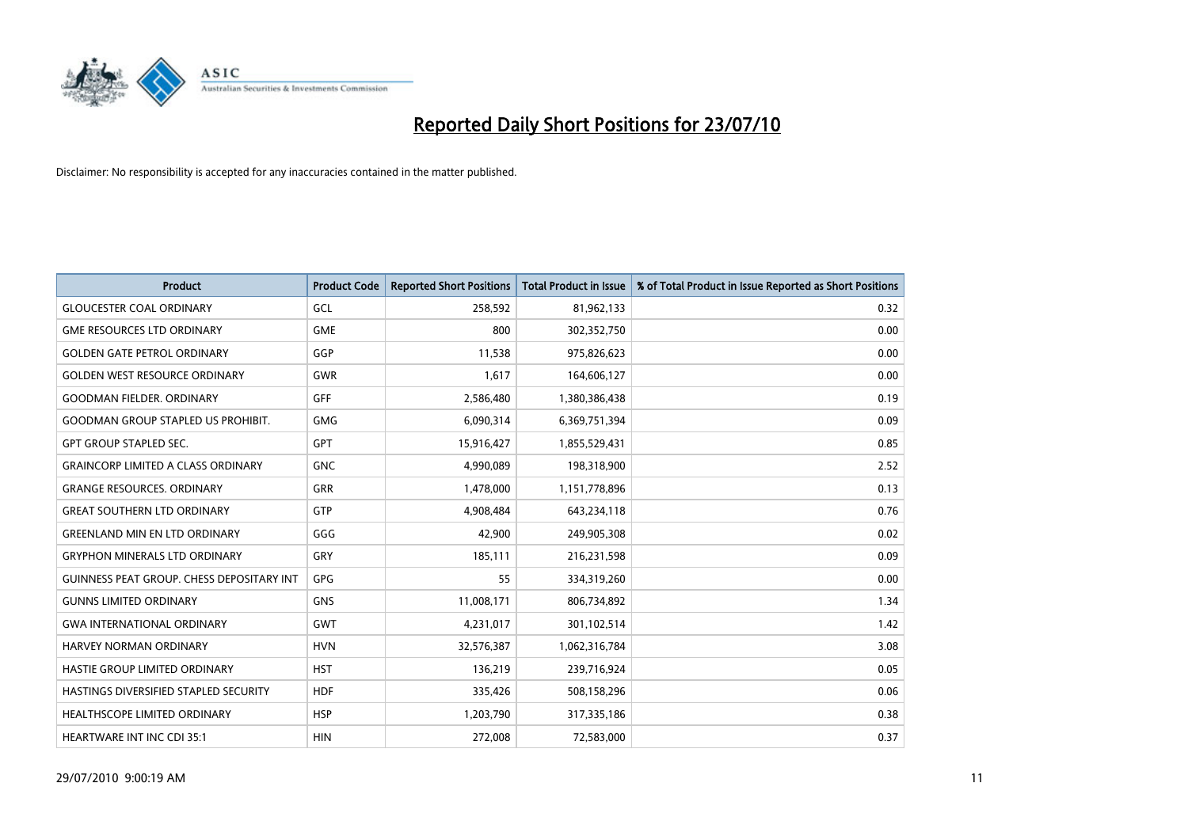# Reported Daily Short Positions for 23/07/10

Disclaimer: No responsibility is accepted for any inaccuracies contained in the matter published.

| Product | Product Code | Reported Short Positions | Total Product in Issue | % of Total Product in Issue Reported as Short Positions |
|---|---|---|---|---|
| GLOUCESTER COAL ORDINARY | GCL | 258,592 | 81,962,133 | 0.32 |
| GME RESOURCES LTD ORDINARY | GME | 800 | 302,352,750 | 0.00 |
| GOLDEN GATE PETROL ORDINARY | GGP | 11,538 | 975,826,623 | 0.00 |
| GOLDEN WEST RESOURCE ORDINARY | GWR | 1,617 | 164,606,127 | 0.00 |
| GOODMAN FIELDER. ORDINARY | GFF | 2,586,480 | 1,380,386,438 | 0.19 |
| GOODMAN GROUP STAPLED US PROHIBIT. | GMG | 6,090,314 | 6,369,751,394 | 0.09 |
| GPT GROUP STAPLED SEC. | GPT | 15,916,427 | 1,855,529,431 | 0.85 |
| GRAINCORP LIMITED A CLASS ORDINARY | GNC | 4,990,089 | 198,318,900 | 2.52 |
| GRANGE RESOURCES. ORDINARY | GRR | 1,478,000 | 1,151,778,896 | 0.13 |
| GREAT SOUTHERN LTD ORDINARY | GTP | 4,908,484 | 643,234,118 | 0.76 |
| GREENLAND MIN EN LTD ORDINARY | GGG | 42,900 | 249,905,308 | 0.02 |
| GRYPHON MINERALS LTD ORDINARY | GRY | 185,111 | 216,231,598 | 0.09 |
| GUINNESS PEAT GROUP. CHESS DEPOSITARY INT | GPG | 55 | 334,319,260 | 0.00 |
| GUNNS LIMITED ORDINARY | GNS | 11,008,171 | 806,734,892 | 1.34 |
| GWA INTERNATIONAL ORDINARY | GWT | 4,231,017 | 301,102,514 | 1.42 |
| HARVEY NORMAN ORDINARY | HVN | 32,576,387 | 1,062,316,784 | 3.08 |
| HASTIE GROUP LIMITED ORDINARY | HST | 136,219 | 239,716,924 | 0.05 |
| HASTINGS DIVERSIFIED STAPLED SECURITY | HDF | 335,426 | 508,158,296 | 0.06 |
| HEALTHSCOPE LIMITED ORDINARY | HSP | 1,203,790 | 317,335,186 | 0.38 |
| HEARTWARE INT INC CDI 35:1 | HIN | 272,008 | 72,583,000 | 0.37 |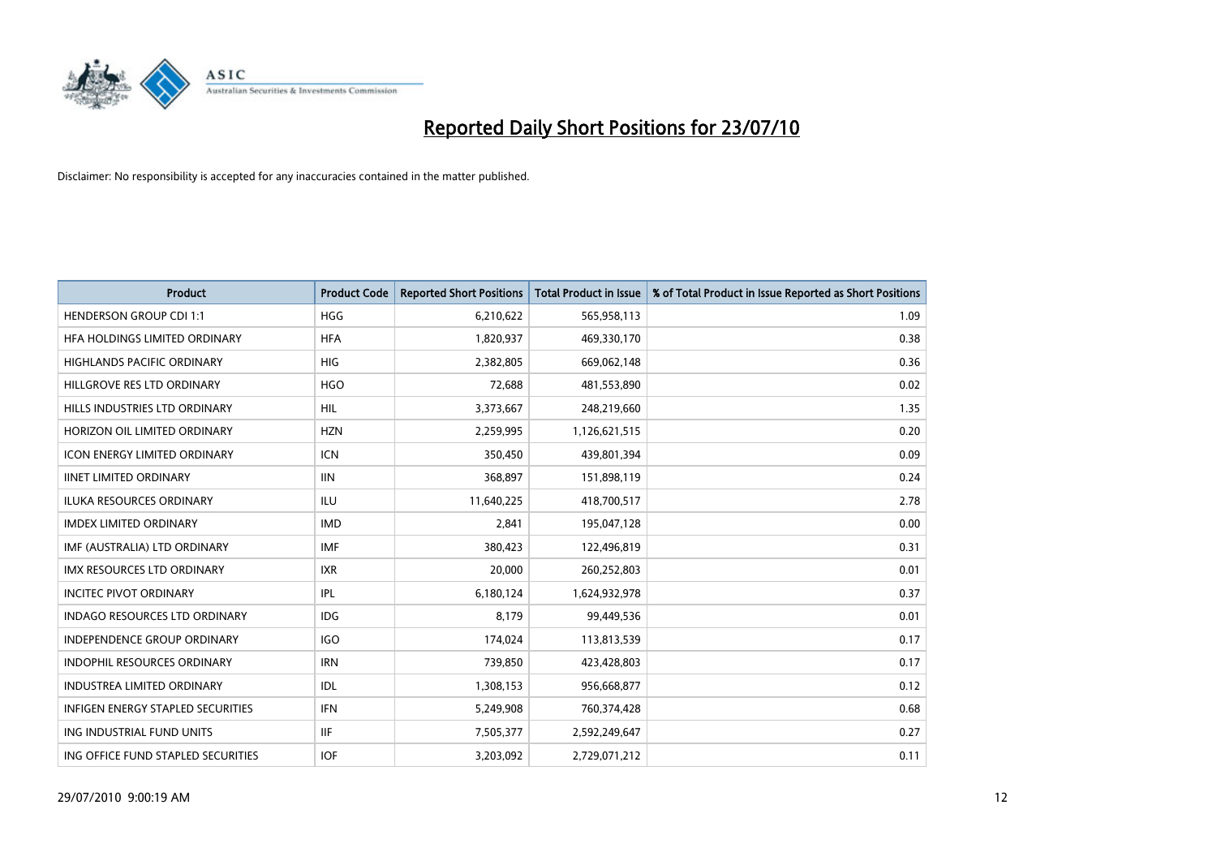# Reported Daily Short Positions for 23/07/10

Disclaimer: No responsibility is accepted for any inaccuracies contained in the matter published.

| Product | Product Code | Reported Short Positions | Total Product in Issue | % of Total Product in Issue Reported as Short Positions |
|---|---|---|---|---|
| HENDERSON GROUP CDI 1:1 | HGG | 6,210,622 | 565,958,113 | 1.09 |
| HFA HOLDINGS LIMITED ORDINARY | HFA | 1,820,937 | 469,330,170 | 0.38 |
| HIGHLANDS PACIFIC ORDINARY | HIG | 2,382,805 | 669,062,148 | 0.36 |
| HILLGROVE RES LTD ORDINARY | HGO | 72,688 | 481,553,890 | 0.02 |
| HILLS INDUSTRIES LTD ORDINARY | HIL | 3,373,667 | 248,219,660 | 1.35 |
| HORIZON OIL LIMITED ORDINARY | HZN | 2,259,995 | 1,126,621,515 | 0.20 |
| ICON ENERGY LIMITED ORDINARY | ICN | 350,450 | 439,801,394 | 0.09 |
| IINET LIMITED ORDINARY | IIN | 368,897 | 151,898,119 | 0.24 |
| ILUKA RESOURCES ORDINARY | ILU | 11,640,225 | 418,700,517 | 2.78 |
| IMDEX LIMITED ORDINARY | IMD | 2,841 | 195,047,128 | 0.00 |
| IMF (AUSTRALIA) LTD ORDINARY | IMF | 380,423 | 122,496,819 | 0.31 |
| IMX RESOURCES LTD ORDINARY | IXR | 20,000 | 260,252,803 | 0.01 |
| INCITEC PIVOT ORDINARY | IPL | 6,180,124 | 1,624,932,978 | 0.37 |
| INDAGO RESOURCES LTD ORDINARY | IDG | 8,179 | 99,449,536 | 0.01 |
| INDEPENDENCE GROUP ORDINARY | IGO | 174,024 | 113,813,539 | 0.17 |
| INDOPHIL RESOURCES ORDINARY | IRN | 739,850 | 423,428,803 | 0.17 |
| INDUSTREA LIMITED ORDINARY | IDL | 1,308,153 | 956,668,877 | 0.12 |
| INFIGEN ENERGY STAPLED SECURITIES | IFN | 5,249,908 | 760,374,428 | 0.68 |
| ING INDUSTRIAL FUND UNITS | IIF | 7,505,377 | 2,592,249,647 | 0.27 |
| ING OFFICE FUND STAPLED SECURITIES | IOF | 3,203,092 | 2,729,071,212 | 0.11 |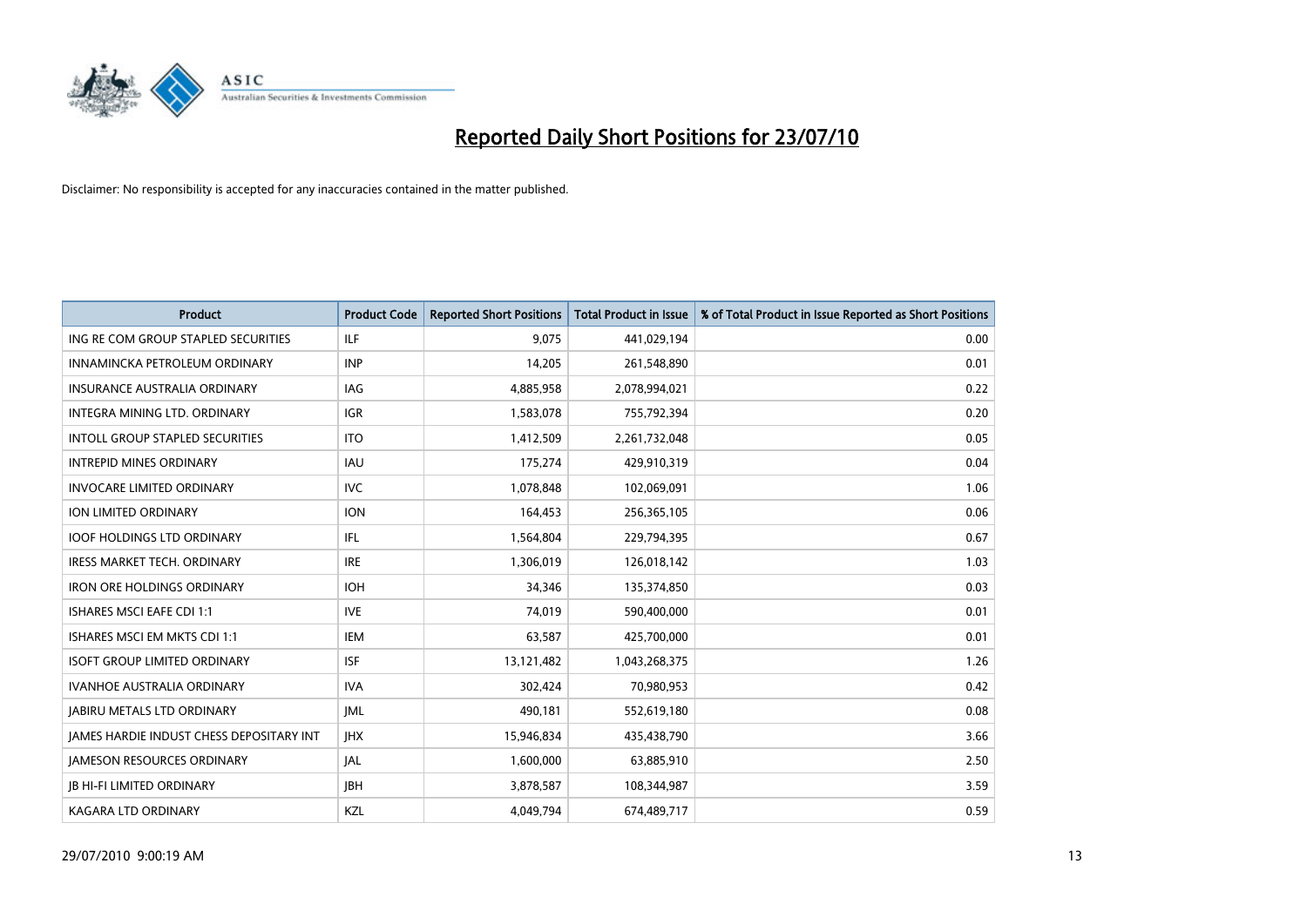# Reported Daily Short Positions for 23/07/10

Disclaimer: No responsibility is accepted for any inaccuracies contained in the matter published.

| Product | Product Code | Reported Short Positions | Total Product in Issue | % of Total Product in Issue Reported as Short Positions |
|---|---|---|---|---|
| ING RE COM GROUP STAPLED SECURITIES | ILF | 9,075 | 441,029,194 | 0.00 |
| INNAMINCKA PETROLEUM ORDINARY | INP | 14,205 | 261,548,890 | 0.01 |
| INSURANCE AUSTRALIA ORDINARY | IAG | 4,885,958 | 2,078,994,021 | 0.22 |
| INTEGRA MINING LTD. ORDINARY | IGR | 1,583,078 | 755,792,394 | 0.20 |
| INTOLL GROUP STAPLED SECURITIES | ITO | 1,412,509 | 2,261,732,048 | 0.05 |
| INTREPID MINES ORDINARY | IAU | 175,274 | 429,910,319 | 0.04 |
| INVOCARE LIMITED ORDINARY | IVC | 1,078,848 | 102,069,091 | 1.06 |
| ION LIMITED ORDINARY | ION | 164,453 | 256,365,105 | 0.06 |
| IOOF HOLDINGS LTD ORDINARY | IFL | 1,564,804 | 229,794,395 | 0.67 |
| IRESS MARKET TECH. ORDINARY | IRE | 1,306,019 | 126,018,142 | 1.03 |
| IRON ORE HOLDINGS ORDINARY | IOH | 34,346 | 135,374,850 | 0.03 |
| ISHARES MSCI EAFE CDI 1:1 | IVE | 74,019 | 590,400,000 | 0.01 |
| ISHARES MSCI EM MKTS CDI 1:1 | IEM | 63,587 | 425,700,000 | 0.01 |
| ISOFT GROUP LIMITED ORDINARY | ISF | 13,121,482 | 1,043,268,375 | 1.26 |
| IVANHOE AUSTRALIA ORDINARY | IVA | 302,424 | 70,980,953 | 0.42 |
| JABIRU METALS LTD ORDINARY | JML | 490,181 | 552,619,180 | 0.08 |
| JAMES HARDIE INDUST CHESS DEPOSITARY INT | JHX | 15,946,834 | 435,438,790 | 3.66 |
| JAMESON RESOURCES ORDINARY | JAL | 1,600,000 | 63,885,910 | 2.50 |
| JB HI-FI LIMITED ORDINARY | JBH | 3,878,587 | 108,344,987 | 3.59 |
| KAGARA LTD ORDINARY | KZL | 4,049,794 | 674,489,717 | 0.59 |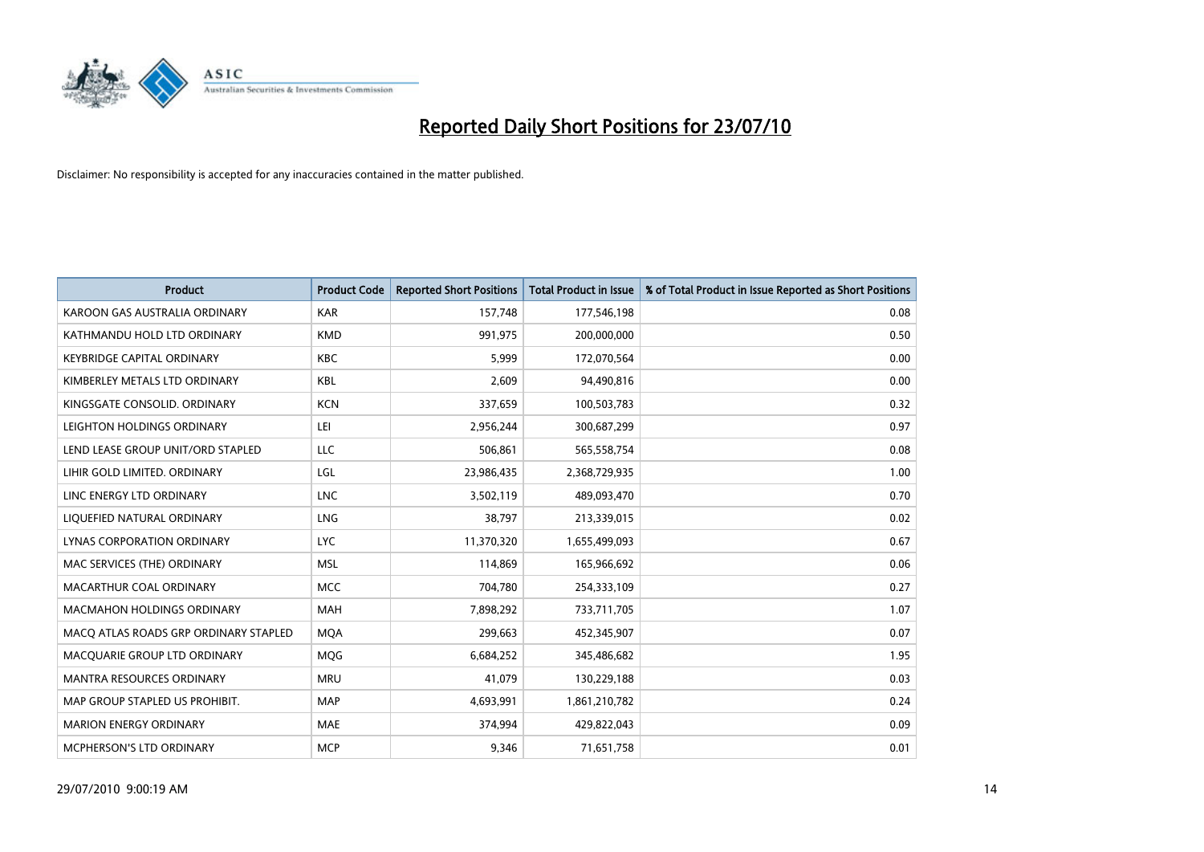# Reported Daily Short Positions for 23/07/10

Disclaimer: No responsibility is accepted for any inaccuracies contained in the matter published.

| Product | Product Code | Reported Short Positions | Total Product in Issue | % of Total Product in Issue Reported as Short Positions |
|---|---|---|---|---|
| KAROON GAS AUSTRALIA ORDINARY | KAR | 157,748 | 177,546,198 | 0.08 |
| KATHMANDU HOLD LTD ORDINARY | KMD | 991,975 | 200,000,000 | 0.50 |
| KEYBRIDGE CAPITAL ORDINARY | KBC | 5,999 | 172,070,564 | 0.00 |
| KIMBERLEY METALS LTD ORDINARY | KBL | 2,609 | 94,490,816 | 0.00 |
| KINGSGATE CONSOLID. ORDINARY | KCN | 337,659 | 100,503,783 | 0.32 |
| LEIGHTON HOLDINGS ORDINARY | LEI | 2,956,244 | 300,687,299 | 0.97 |
| LEND LEASE GROUP UNIT/ORD STAPLED | LLC | 506,861 | 565,558,754 | 0.08 |
| LIHIR GOLD LIMITED. ORDINARY | LGL | 23,986,435 | 2,368,729,935 | 1.00 |
| LINC ENERGY LTD ORDINARY | LNC | 3,502,119 | 489,093,470 | 0.70 |
| LIQUEFIED NATURAL ORDINARY | LNG | 38,797 | 213,339,015 | 0.02 |
| LYNAS CORPORATION ORDINARY | LYC | 11,370,320 | 1,655,499,093 | 0.67 |
| MAC SERVICES (THE) ORDINARY | MSL | 114,869 | 165,966,692 | 0.06 |
| MACARTHUR COAL ORDINARY | MCC | 704,780 | 254,333,109 | 0.27 |
| MACMAHON HOLDINGS ORDINARY | MAH | 7,898,292 | 733,711,705 | 1.07 |
| MACQ ATLAS ROADS GRP ORDINARY STAPLED | MQA | 299,663 | 452,345,907 | 0.07 |
| MACQUARIE GROUP LTD ORDINARY | MQG | 6,684,252 | 345,486,682 | 1.95 |
| MANTRA RESOURCES ORDINARY | MRU | 41,079 | 130,229,188 | 0.03 |
| MAP GROUP STAPLED US PROHIBIT. | MAP | 4,693,991 | 1,861,210,782 | 0.24 |
| MARION ENERGY ORDINARY | MAE | 374,994 | 429,822,043 | 0.09 |
| MCPHERSON'S LTD ORDINARY | MCP | 9,346 | 71,651,758 | 0.01 |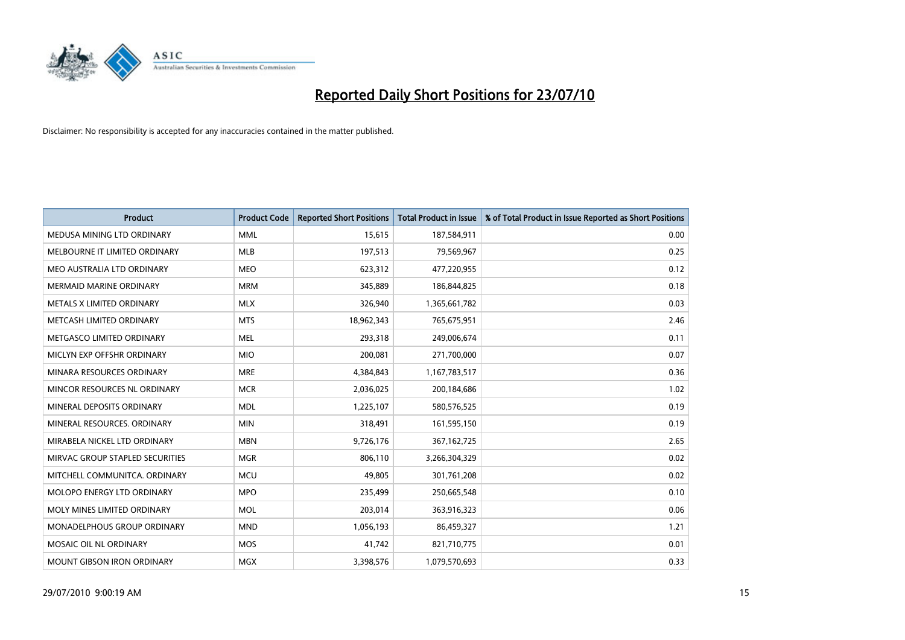# Reported Daily Short Positions for 23/07/10

Disclaimer: No responsibility is accepted for any inaccuracies contained in the matter published.

| Product | Product Code | Reported Short Positions | Total Product in Issue | % of Total Product in Issue Reported as Short Positions |
|---|---|---|---|---|
| MEDUSA MINING LTD ORDINARY | MML | 15,615 | 187,584,911 | 0.00 |
| MELBOURNE IT LIMITED ORDINARY | MLB | 197,513 | 79,569,967 | 0.25 |
| MEO AUSTRALIA LTD ORDINARY | MEO | 623,312 | 477,220,955 | 0.12 |
| MERMAID MARINE ORDINARY | MRM | 345,889 | 186,844,825 | 0.18 |
| METALS X LIMITED ORDINARY | MLX | 326,940 | 1,365,661,782 | 0.03 |
| METCASH LIMITED ORDINARY | MTS | 18,962,343 | 765,675,951 | 2.46 |
| METGASCO LIMITED ORDINARY | MEL | 293,318 | 249,006,674 | 0.11 |
| MICLYN EXP OFFSHR ORDINARY | MIO | 200,081 | 271,700,000 | 0.07 |
| MINARA RESOURCES ORDINARY | MRE | 4,384,843 | 1,167,783,517 | 0.36 |
| MINCOR RESOURCES NL ORDINARY | MCR | 2,036,025 | 200,184,686 | 1.02 |
| MINERAL DEPOSITS ORDINARY | MDL | 1,225,107 | 580,576,525 | 0.19 |
| MINERAL RESOURCES. ORDINARY | MIN | 318,491 | 161,595,150 | 0.19 |
| MIRABELA NICKEL LTD ORDINARY | MBN | 9,726,176 | 367,162,725 | 2.65 |
| MIRVAC GROUP STAPLED SECURITIES | MGR | 806,110 | 3,266,304,329 | 0.02 |
| MITCHELL COMMUNITCA. ORDINARY | MCU | 49,805 | 301,761,208 | 0.02 |
| MOLOPO ENERGY LTD ORDINARY | MPO | 235,499 | 250,665,548 | 0.10 |
| MOLY MINES LIMITED ORDINARY | MOL | 203,014 | 363,916,323 | 0.06 |
| MONADELPHOUS GROUP ORDINARY | MND | 1,056,193 | 86,459,327 | 1.21 |
| MOSAIC OIL NL ORDINARY | MOS | 41,742 | 821,710,775 | 0.01 |
| MOUNT GIBSON IRON ORDINARY | MGX | 3,398,576 | 1,079,570,693 | 0.33 |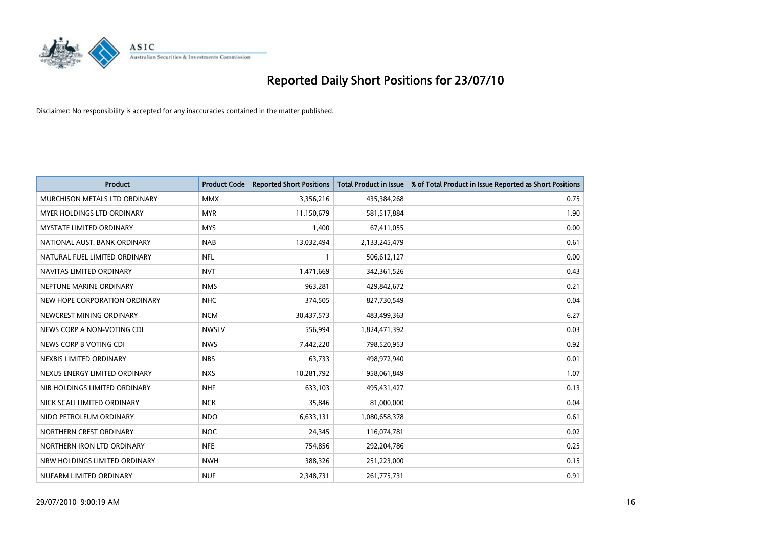# Reported Daily Short Positions for 23/07/10

Disclaimer: No responsibility is accepted for any inaccuracies contained in the matter published.

| Product | Product Code | Reported Short Positions | Total Product in Issue | % of Total Product in Issue Reported as Short Positions |
|---|---|---|---|---|
| MURCHISON METALS LTD ORDINARY | MMX | 3,356,216 | 435,384,268 | 0.75 |
| MYER HOLDINGS LTD ORDINARY | MYR | 11,150,679 | 581,517,884 | 1.90 |
| MYSTATE LIMITED ORDINARY | MYS | 1,400 | 67,411,055 | 0.00 |
| NATIONAL AUST. BANK ORDINARY | NAB | 13,032,494 | 2,133,245,479 | 0.61 |
| NATURAL FUEL LIMITED ORDINARY | NFL | 1 | 506,612,127 | 0.00 |
| NAVITAS LIMITED ORDINARY | NVT | 1,471,669 | 342,361,526 | 0.43 |
| NEPTUNE MARINE ORDINARY | NMS | 963,281 | 429,842,672 | 0.21 |
| NEW HOPE CORPORATION ORDINARY | NHC | 374,505 | 827,730,549 | 0.04 |
| NEWCREST MINING ORDINARY | NCM | 30,437,573 | 483,499,363 | 6.27 |
| NEWS CORP A NON-VOTING CDI | NWSLV | 556,994 | 1,824,471,392 | 0.03 |
| NEWS CORP B VOTING CDI | NWS | 7,442,220 | 798,520,953 | 0.92 |
| NEXBIS LIMITED ORDINARY | NBS | 63,733 | 498,972,940 | 0.01 |
| NEXUS ENERGY LIMITED ORDINARY | NXS | 10,281,792 | 958,061,849 | 1.07 |
| NIB HOLDINGS LIMITED ORDINARY | NHF | 633,103 | 495,431,427 | 0.13 |
| NICK SCALI LIMITED ORDINARY | NCK | 35,846 | 81,000,000 | 0.04 |
| NIDO PETROLEUM ORDINARY | NDO | 6,633,131 | 1,080,658,378 | 0.61 |
| NORTHERN CREST ORDINARY | NOC | 24,345 | 116,074,781 | 0.02 |
| NORTHERN IRON LTD ORDINARY | NFE | 754,856 | 292,204,786 | 0.25 |
| NRW HOLDINGS LIMITED ORDINARY | NWH | 388,326 | 251,223,000 | 0.15 |
| NUFARM LIMITED ORDINARY | NUF | 2,348,731 | 261,775,731 | 0.91 |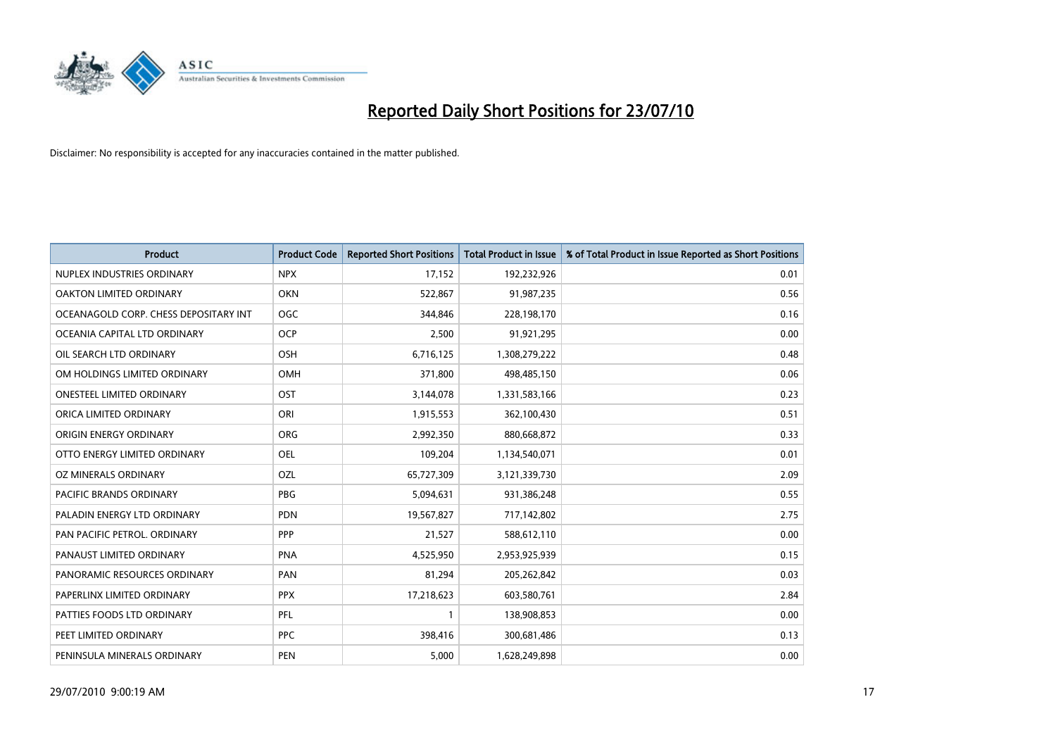# Reported Daily Short Positions for 23/07/10

Disclaimer: No responsibility is accepted for any inaccuracies contained in the matter published.

| Product | Product Code | Reported Short Positions | Total Product in Issue | % of Total Product in Issue Reported as Short Positions |
|---|---|---|---|---|
| NUPLEX INDUSTRIES ORDINARY | NPX | 17,152 | 192,232,926 | 0.01 |
| OAKTON LIMITED ORDINARY | OKN | 522,867 | 91,987,235 | 0.56 |
| OCEANAGOLD CORP. CHESS DEPOSITARY INT | OGC | 344,846 | 228,198,170 | 0.16 |
| OCEANIA CAPITAL LTD ORDINARY | OCP | 2,500 | 91,921,295 | 0.00 |
| OIL SEARCH LTD ORDINARY | OSH | 6,716,125 | 1,308,279,222 | 0.48 |
| OM HOLDINGS LIMITED ORDINARY | OMH | 371,800 | 498,485,150 | 0.06 |
| ONESTEEL LIMITED ORDINARY | OST | 3,144,078 | 1,331,583,166 | 0.23 |
| ORICA LIMITED ORDINARY | ORI | 1,915,553 | 362,100,430 | 0.51 |
| ORIGIN ENERGY ORDINARY | ORG | 2,992,350 | 880,668,872 | 0.33 |
| OTTO ENERGY LIMITED ORDINARY | OEL | 109,204 | 1,134,540,071 | 0.01 |
| OZ MINERALS ORDINARY | OZL | 65,727,309 | 3,121,339,730 | 2.09 |
| PACIFIC BRANDS ORDINARY | PBG | 5,094,631 | 931,386,248 | 0.55 |
| PALADIN ENERGY LTD ORDINARY | PDN | 19,567,827 | 717,142,802 | 2.75 |
| PAN PACIFIC PETROL. ORDINARY | PPP | 21,527 | 588,612,110 | 0.00 |
| PANAUST LIMITED ORDINARY | PNA | 4,525,950 | 2,953,925,939 | 0.15 |
| PANORAMIC RESOURCES ORDINARY | PAN | 81,294 | 205,262,842 | 0.03 |
| PAPERLINX LIMITED ORDINARY | PPX | 17,218,623 | 603,580,761 | 2.84 |
| PATTIES FOODS LTD ORDINARY | PFL | 1 | 138,908,853 | 0.00 |
| PEET LIMITED ORDINARY | PPC | 398,416 | 300,681,486 | 0.13 |
| PENINSULA MINERALS ORDINARY | PEN | 5,000 | 1,628,249,898 | 0.00 |

29/07/2010 9:00:19 AM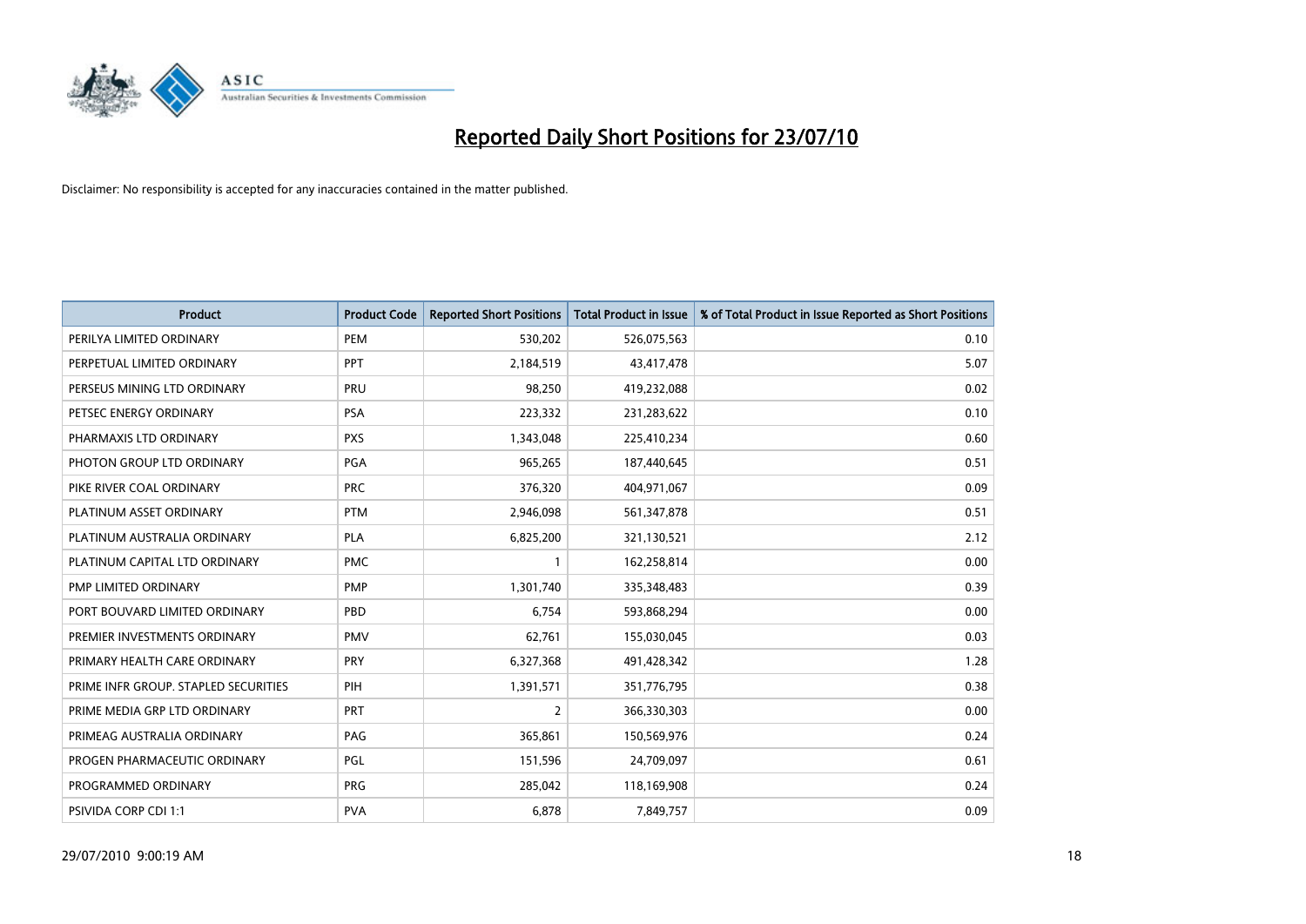# Reported Daily Short Positions for 23/07/10

Disclaimer: No responsibility is accepted for any inaccuracies contained in the matter published.

| Product | Product Code | Reported Short Positions | Total Product in Issue | % of Total Product in Issue Reported as Short Positions |
|---|---|---|---|---|
| PERILYA LIMITED ORDINARY | PEM | 530,202 | 526,075,563 | 0.10 |
| PERPETUAL LIMITED ORDINARY | PPT | 2,184,519 | 43,417,478 | 5.07 |
| PERSEUS MINING LTD ORDINARY | PRU | 98,250 | 419,232,088 | 0.02 |
| PETSEC ENERGY ORDINARY | PSA | 223,332 | 231,283,622 | 0.10 |
| PHARMAXIS LTD ORDINARY | PXS | 1,343,048 | 225,410,234 | 0.60 |
| PHOTON GROUP LTD ORDINARY | PGA | 965,265 | 187,440,645 | 0.51 |
| PIKE RIVER COAL ORDINARY | PRC | 376,320 | 404,971,067 | 0.09 |
| PLATINUM ASSET ORDINARY | PTM | 2,946,098 | 561,347,878 | 0.51 |
| PLATINUM AUSTRALIA ORDINARY | PLA | 6,825,200 | 321,130,521 | 2.12 |
| PLATINUM CAPITAL LTD ORDINARY | PMC | 1 | 162,258,814 | 0.00 |
| PMP LIMITED ORDINARY | PMP | 1,301,740 | 335,348,483 | 0.39 |
| PORT BOUVARD LIMITED ORDINARY | PBD | 6,754 | 593,868,294 | 0.00 |
| PREMIER INVESTMENTS ORDINARY | PMV | 62,761 | 155,030,045 | 0.03 |
| PRIMARY HEALTH CARE ORDINARY | PRY | 6,327,368 | 491,428,342 | 1.28 |
| PRIME INFR GROUP. STAPLED SECURITIES | PIH | 1,391,571 | 351,776,795 | 0.38 |
| PRIME MEDIA GRP LTD ORDINARY | PRT | 2 | 366,330,303 | 0.00 |
| PRIMEAG AUSTRALIA ORDINARY | PAG | 365,861 | 150,569,976 | 0.24 |
| PROGEN PHARMACEUTIC ORDINARY | PGL | 151,596 | 24,709,097 | 0.61 |
| PROGRAMMED ORDINARY | PRG | 285,042 | 118,169,908 | 0.24 |
| PSIVIDA CORP CDI 1:1 | PVA | 6,878 | 7,849,757 | 0.09 |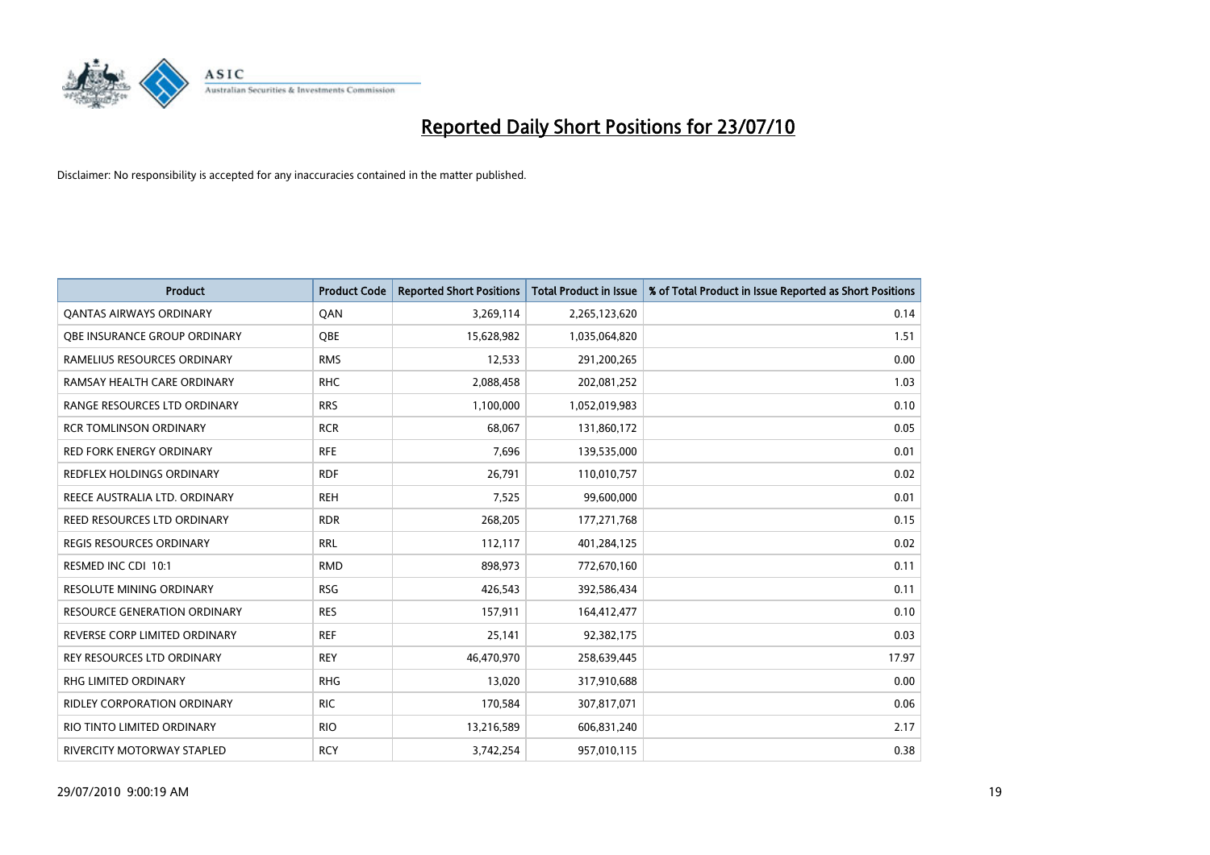# Reported Daily Short Positions for 23/07/10

Disclaimer: No responsibility is accepted for any inaccuracies contained in the matter published.

| Product | Product Code | Reported Short Positions | Total Product in Issue | % of Total Product in Issue Reported as Short Positions |
|---|---|---|---|---|
| QANTAS AIRWAYS ORDINARY | QAN | 3,269,114 | 2,265,123,620 | 0.14 |
| QBE INSURANCE GROUP ORDINARY | QBE | 15,628,982 | 1,035,064,820 | 1.51 |
| RAMELIUS RESOURCES ORDINARY | RMS | 12,533 | 291,200,265 | 0.00 |
| RAMSAY HEALTH CARE ORDINARY | RHC | 2,088,458 | 202,081,252 | 1.03 |
| RANGE RESOURCES LTD ORDINARY | RRS | 1,100,000 | 1,052,019,983 | 0.10 |
| RCR TOMLINSON ORDINARY | RCR | 68,067 | 131,860,172 | 0.05 |
| RED FORK ENERGY ORDINARY | RFE | 7,696 | 139,535,000 | 0.01 |
| REDFLEX HOLDINGS ORDINARY | RDF | 26,791 | 110,010,757 | 0.02 |
| REECE AUSTRALIA LTD. ORDINARY | REH | 7,525 | 99,600,000 | 0.01 |
| REED RESOURCES LTD ORDINARY | RDR | 268,205 | 177,271,768 | 0.15 |
| REGIS RESOURCES ORDINARY | RRL | 112,117 | 401,284,125 | 0.02 |
| RESMED INC CDI 10:1 | RMD | 898,973 | 772,670,160 | 0.11 |
| RESOLUTE MINING ORDINARY | RSG | 426,543 | 392,586,434 | 0.11 |
| RESOURCE GENERATION ORDINARY | RES | 157,911 | 164,412,477 | 0.10 |
| REVERSE CORP LIMITED ORDINARY | REF | 25,141 | 92,382,175 | 0.03 |
| REY RESOURCES LTD ORDINARY | REY | 46,470,970 | 258,639,445 | 17.97 |
| RHG LIMITED ORDINARY | RHG | 13,020 | 317,910,688 | 0.00 |
| RIDLEY CORPORATION ORDINARY | RIC | 170,584 | 307,817,071 | 0.06 |
| RIO TINTO LIMITED ORDINARY | RIO | 13,216,589 | 606,831,240 | 2.17 |
| RIVERCITY MOTORWAY STAPLED | RCY | 3,742,254 | 957,010,115 | 0.38 |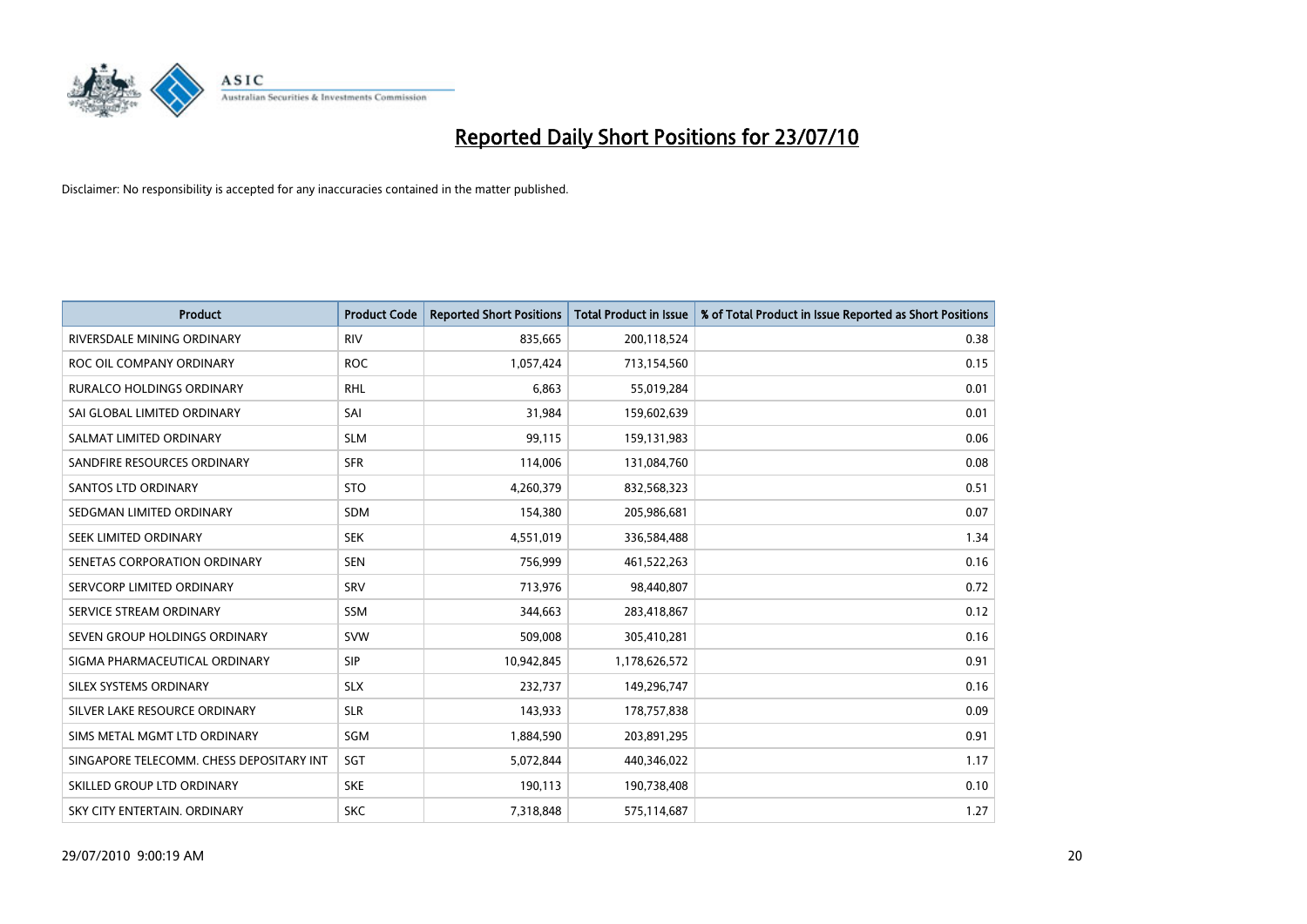# Reported Daily Short Positions for 23/07/10

Disclaimer: No responsibility is accepted for any inaccuracies contained in the matter published.

| Product | Product Code | Reported Short Positions | Total Product in Issue | % of Total Product in Issue Reported as Short Positions |
|---|---|---|---|---|
| RIVERSDALE MINING ORDINARY | RIV | 835,665 | 200,118,524 | 0.38 |
| ROC OIL COMPANY ORDINARY | ROC | 1,057,424 | 713,154,560 | 0.15 |
| RURALCO HOLDINGS ORDINARY | RHL | 6,863 | 55,019,284 | 0.01 |
| SAI GLOBAL LIMITED ORDINARY | SAI | 31,984 | 159,602,639 | 0.01 |
| SALMAT LIMITED ORDINARY | SLM | 99,115 | 159,131,983 | 0.06 |
| SANDFIRE RESOURCES ORDINARY | SFR | 114,006 | 131,084,760 | 0.08 |
| SANTOS LTD ORDINARY | STO | 4,260,379 | 832,568,323 | 0.51 |
| SEDGMAN LIMITED ORDINARY | SDM | 154,380 | 205,986,681 | 0.07 |
| SEEK LIMITED ORDINARY | SEK | 4,551,019 | 336,584,488 | 1.34 |
| SENETAS CORPORATION ORDINARY | SEN | 756,999 | 461,522,263 | 0.16 |
| SERVCORP LIMITED ORDINARY | SRV | 713,976 | 98,440,807 | 0.72 |
| SERVICE STREAM ORDINARY | SSM | 344,663 | 283,418,867 | 0.12 |
| SEVEN GROUP HOLDINGS ORDINARY | SVW | 509,008 | 305,410,281 | 0.16 |
| SIGMA PHARMACEUTICAL ORDINARY | SIP | 10,942,845 | 1,178,626,572 | 0.91 |
| SILEX SYSTEMS ORDINARY | SLX | 232,737 | 149,296,747 | 0.16 |
| SILVER LAKE RESOURCE ORDINARY | SLR | 143,933 | 178,757,838 | 0.09 |
| SIMS METAL MGMT LTD ORDINARY | SGM | 1,884,590 | 203,891,295 | 0.91 |
| SINGAPORE TELECOMM. CHESS DEPOSITARY INT | SGT | 5,072,844 | 440,346,022 | 1.17 |
| SKILLED GROUP LTD ORDINARY | SKE | 190,113 | 190,738,408 | 0.10 |
| SKY CITY ENTERTAIN. ORDINARY | SKC | 7,318,848 | 575,114,687 | 1.27 |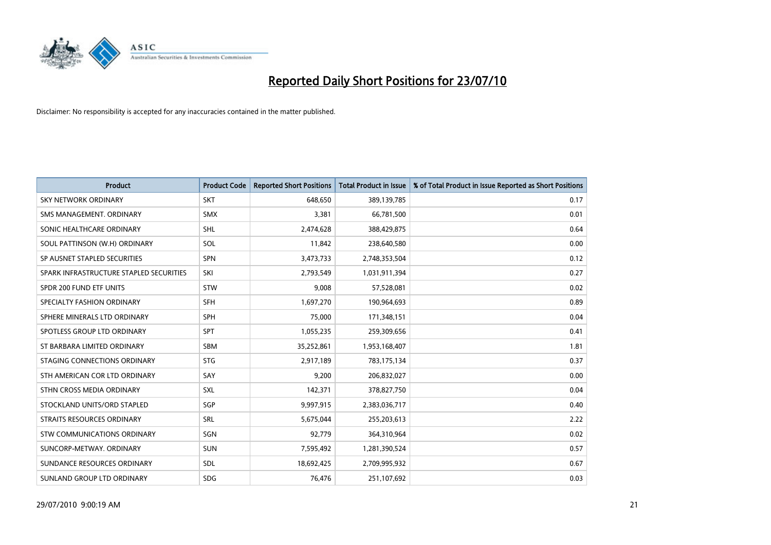# Reported Daily Short Positions for 23/07/10

Disclaimer: No responsibility is accepted for any inaccuracies contained in the matter published.

| Product | Product Code | Reported Short Positions | Total Product in Issue | % of Total Product in Issue Reported as Short Positions |
|---|---|---|---|---|
| SKY NETWORK ORDINARY | SKT | 648,650 | 389,139,785 | 0.17 |
| SMS MANAGEMENT. ORDINARY | SMX | 3,381 | 66,781,500 | 0.01 |
| SONIC HEALTHCARE ORDINARY | SHL | 2,474,628 | 388,429,875 | 0.64 |
| SOUL PATTINSON (W.H) ORDINARY | SOL | 11,842 | 238,640,580 | 0.00 |
| SP AUSNET STAPLED SECURITIES | SPN | 3,473,733 | 2,748,353,504 | 0.12 |
| SPARK INFRASTRUCTURE STAPLED SECURITIES | SKI | 2,793,549 | 1,031,911,394 | 0.27 |
| SPDR 200 FUND ETF UNITS | STW | 9,008 | 57,528,081 | 0.02 |
| SPECIALTY FASHION ORDINARY | SFH | 1,697,270 | 190,964,693 | 0.89 |
| SPHERE MINERALS LTD ORDINARY | SPH | 75,000 | 171,348,151 | 0.04 |
| SPOTLESS GROUP LTD ORDINARY | SPT | 1,055,235 | 259,309,656 | 0.41 |
| ST BARBARA LIMITED ORDINARY | SBM | 35,252,861 | 1,953,168,407 | 1.81 |
| STAGING CONNECTIONS ORDINARY | STG | 2,917,189 | 783,175,134 | 0.37 |
| STH AMERICAN COR LTD ORDINARY | SAY | 9,200 | 206,832,027 | 0.00 |
| STHN CROSS MEDIA ORDINARY | SXL | 142,371 | 378,827,750 | 0.04 |
| STOCKLAND UNITS/ORD STAPLED | SGP | 9,997,915 | 2,383,036,717 | 0.40 |
| STRAITS RESOURCES ORDINARY | SRL | 5,675,044 | 255,203,613 | 2.22 |
| STW COMMUNICATIONS ORDINARY | SGN | 92,779 | 364,310,964 | 0.02 |
| SUNCORP-METWAY. ORDINARY | SUN | 7,595,492 | 1,281,390,524 | 0.57 |
| SUNDANCE RESOURCES ORDINARY | SDL | 18,692,425 | 2,709,995,932 | 0.67 |
| SUNLAND GROUP LTD ORDINARY | SDG | 76,476 | 251,107,692 | 0.03 |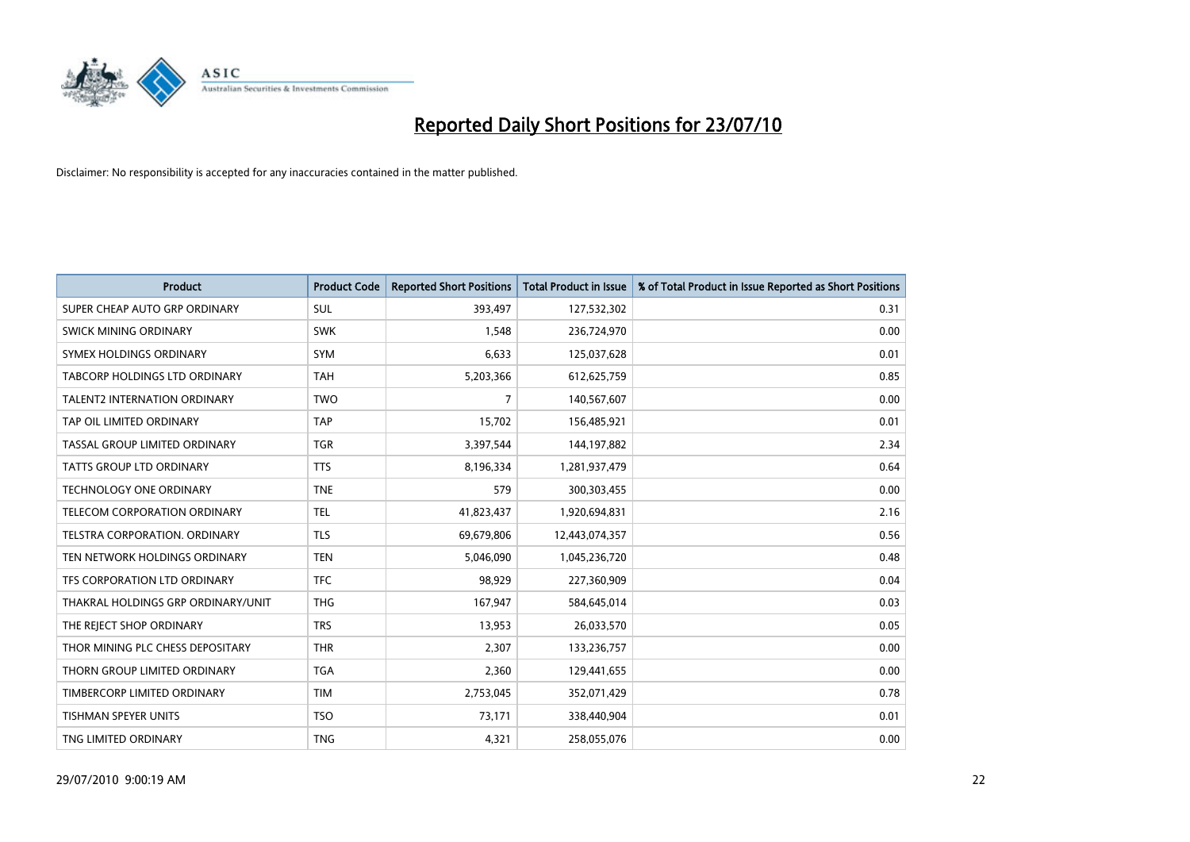# Reported Daily Short Positions for 23/07/10

Disclaimer: No responsibility is accepted for any inaccuracies contained in the matter published.

| Product | Product Code | Reported Short Positions | Total Product in Issue | % of Total Product in Issue Reported as Short Positions |
|---|---|---|---|---|
| SUPER CHEAP AUTO GRP ORDINARY | SUL | 393,497 | 127,532,302 | 0.31 |
| SWICK MINING ORDINARY | SWK | 1,548 | 236,724,970 | 0.00 |
| SYMEX HOLDINGS ORDINARY | SYM | 6,633 | 125,037,628 | 0.01 |
| TABCORP HOLDINGS LTD ORDINARY | TAH | 5,203,366 | 612,625,759 | 0.85 |
| TALENT2 INTERNATION ORDINARY | TWO | 7 | 140,567,607 | 0.00 |
| TAP OIL LIMITED ORDINARY | TAP | 15,702 | 156,485,921 | 0.01 |
| TASSAL GROUP LIMITED ORDINARY | TGR | 3,397,544 | 144,197,882 | 2.34 |
| TATTS GROUP LTD ORDINARY | TTS | 8,196,334 | 1,281,937,479 | 0.64 |
| TECHNOLOGY ONE ORDINARY | TNE | 579 | 300,303,455 | 0.00 |
| TELECOM CORPORATION ORDINARY | TEL | 41,823,437 | 1,920,694,831 | 2.16 |
| TELSTRA CORPORATION. ORDINARY | TLS | 69,679,806 | 12,443,074,357 | 0.56 |
| TEN NETWORK HOLDINGS ORDINARY | TEN | 5,046,090 | 1,045,236,720 | 0.48 |
| TFS CORPORATION LTD ORDINARY | TFC | 98,929 | 227,360,909 | 0.04 |
| THAKRAL HOLDINGS GRP ORDINARY/UNIT | THG | 167,947 | 584,645,014 | 0.03 |
| THE REJECT SHOP ORDINARY | TRS | 13,953 | 26,033,570 | 0.05 |
| THOR MINING PLC CHESS DEPOSITARY | THR | 2,307 | 133,236,757 | 0.00 |
| THORN GROUP LIMITED ORDINARY | TGA | 2,360 | 129,441,655 | 0.00 |
| TIMBERCORP LIMITED ORDINARY | TIM | 2,753,045 | 352,071,429 | 0.78 |
| TISHMAN SPEYER UNITS | TSO | 73,171 | 338,440,904 | 0.01 |
| TNG LIMITED ORDINARY | TNG | 4,321 | 258,055,076 | 0.00 |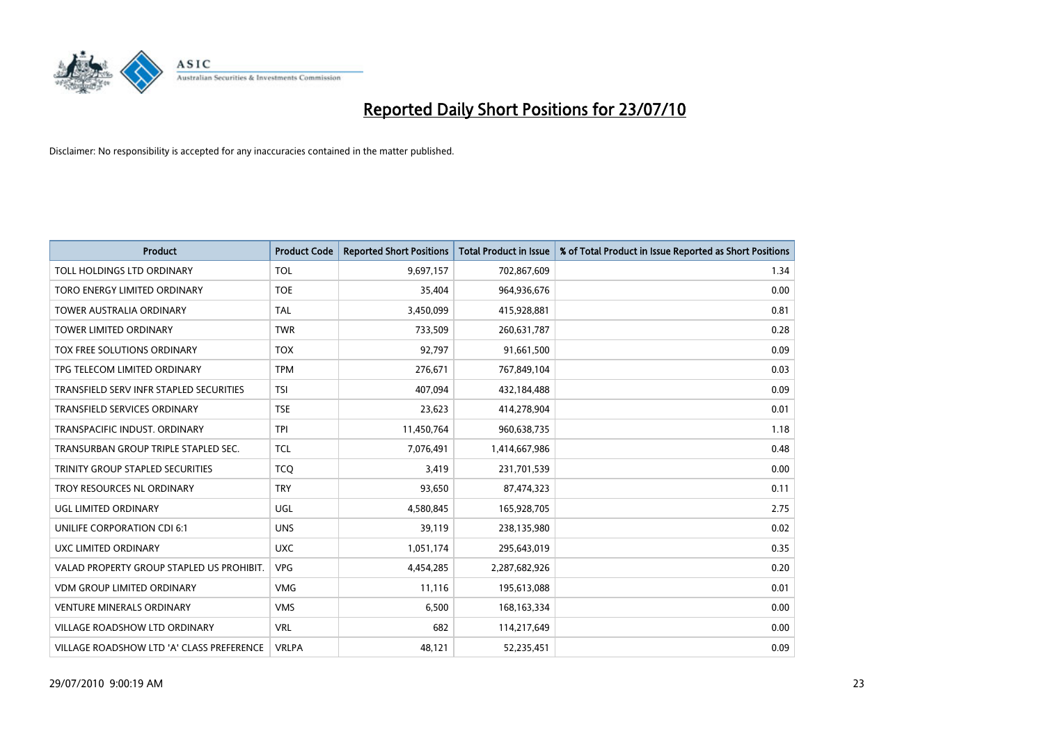# Reported Daily Short Positions for 23/07/10

Disclaimer: No responsibility is accepted for any inaccuracies contained in the matter published.

| Product | Product Code | Reported Short Positions | Total Product in Issue | % of Total Product in Issue Reported as Short Positions |
|---|---|---|---|---|
| TOLL HOLDINGS LTD ORDINARY | TOL | 9,697,157 | 702,867,609 | 1.34 |
| TORO ENERGY LIMITED ORDINARY | TOE | 35,404 | 964,936,676 | 0.00 |
| TOWER AUSTRALIA ORDINARY | TAL | 3,450,099 | 415,928,881 | 0.81 |
| TOWER LIMITED ORDINARY | TWR | 733,509 | 260,631,787 | 0.28 |
| TOX FREE SOLUTIONS ORDINARY | TOX | 92,797 | 91,661,500 | 0.09 |
| TPG TELECOM LIMITED ORDINARY | TPM | 276,671 | 767,849,104 | 0.03 |
| TRANSFIELD SERV INFR STAPLED SECURITIES | TSI | 407,094 | 432,184,488 | 0.09 |
| TRANSFIELD SERVICES ORDINARY | TSE | 23,623 | 414,278,904 | 0.01 |
| TRANSPACIFIC INDUST. ORDINARY | TPI | 11,450,764 | 960,638,735 | 1.18 |
| TRANSURBAN GROUP TRIPLE STAPLED SEC. | TCL | 7,076,491 | 1,414,667,986 | 0.48 |
| TRINITY GROUP STAPLED SECURITIES | TCQ | 3,419 | 231,701,539 | 0.00 |
| TROY RESOURCES NL ORDINARY | TRY | 93,650 | 87,474,323 | 0.11 |
| UGL LIMITED ORDINARY | UGL | 4,580,845 | 165,928,705 | 2.75 |
| UNILIFE CORPORATION CDI 6:1 | UNS | 39,119 | 238,135,980 | 0.02 |
| UXC LIMITED ORDINARY | UXC | 1,051,174 | 295,643,019 | 0.35 |
| VALAD PROPERTY GROUP STAPLED US PROHIBIT. | VPG | 4,454,285 | 2,287,682,926 | 0.20 |
| VDM GROUP LIMITED ORDINARY | VMG | 11,116 | 195,613,088 | 0.01 |
| VENTURE MINERALS ORDINARY | VMS | 6,500 | 168,163,334 | 0.00 |
| VILLAGE ROADSHOW LTD ORDINARY | VRL | 682 | 114,217,649 | 0.00 |
| VILLAGE ROADSHOW LTD 'A' CLASS PREFERENCE | VRLPA | 48,121 | 52,235,451 | 0.09 |

29/07/2010 9:00:19 AM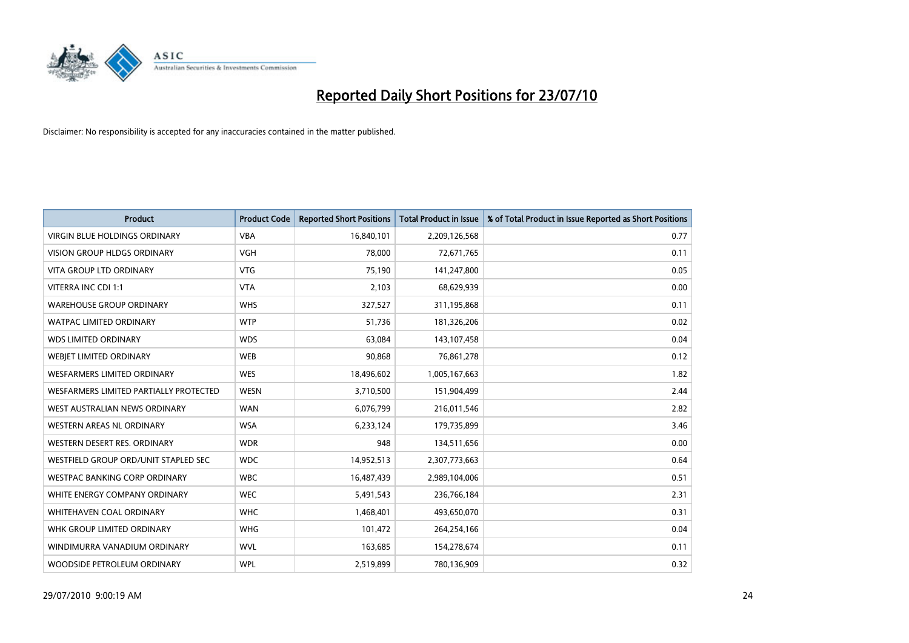# Reported Daily Short Positions for 23/07/10

Disclaimer: No responsibility is accepted for any inaccuracies contained in the matter published.

| Product | Product Code | Reported Short Positions | Total Product in Issue | % of Total Product in Issue Reported as Short Positions |
|---|---|---|---|---|
| VIRGIN BLUE HOLDINGS ORDINARY | VBA | 16,840,101 | 2,209,126,568 | 0.77 |
| VISION GROUP HLDGS ORDINARY | VGH | 78,000 | 72,671,765 | 0.11 |
| VITA GROUP LTD ORDINARY | VTG | 75,190 | 141,247,800 | 0.05 |
| VITERRA INC CDI 1:1 | VTA | 2,103 | 68,629,939 | 0.00 |
| WAREHOUSE GROUP ORDINARY | WHS | 327,527 | 311,195,868 | 0.11 |
| WATPAC LIMITED ORDINARY | WTP | 51,736 | 181,326,206 | 0.02 |
| WDS LIMITED ORDINARY | WDS | 63,084 | 143,107,458 | 0.04 |
| WEBJET LIMITED ORDINARY | WEB | 90,868 | 76,861,278 | 0.12 |
| WESFARMERS LIMITED ORDINARY | WES | 18,496,602 | 1,005,167,663 | 1.82 |
| WESFARMERS LIMITED PARTIALLY PROTECTED | WESN | 3,710,500 | 151,904,499 | 2.44 |
| WEST AUSTRALIAN NEWS ORDINARY | WAN | 6,076,799 | 216,011,546 | 2.82 |
| WESTERN AREAS NL ORDINARY | WSA | 6,233,124 | 179,735,899 | 3.46 |
| WESTERN DESERT RES. ORDINARY | WDR | 948 | 134,511,656 | 0.00 |
| WESTFIELD GROUP ORD/UNIT STAPLED SEC | WDC | 14,952,513 | 2,307,773,663 | 0.64 |
| WESTPAC BANKING CORP ORDINARY | WBC | 16,487,439 | 2,989,104,006 | 0.51 |
| WHITE ENERGY COMPANY ORDINARY | WEC | 5,491,543 | 236,766,184 | 2.31 |
| WHITEHAVEN COAL ORDINARY | WHC | 1,468,401 | 493,650,070 | 0.31 |
| WHK GROUP LIMITED ORDINARY | WHG | 101,472 | 264,254,166 | 0.04 |
| WINDIMURRA VANADIUM ORDINARY | WVL | 163,685 | 154,278,674 | 0.11 |
| WOODSIDE PETROLEUM ORDINARY | WPL | 2,519,899 | 780,136,909 | 0.32 |

29/07/2010 9:00:19 AM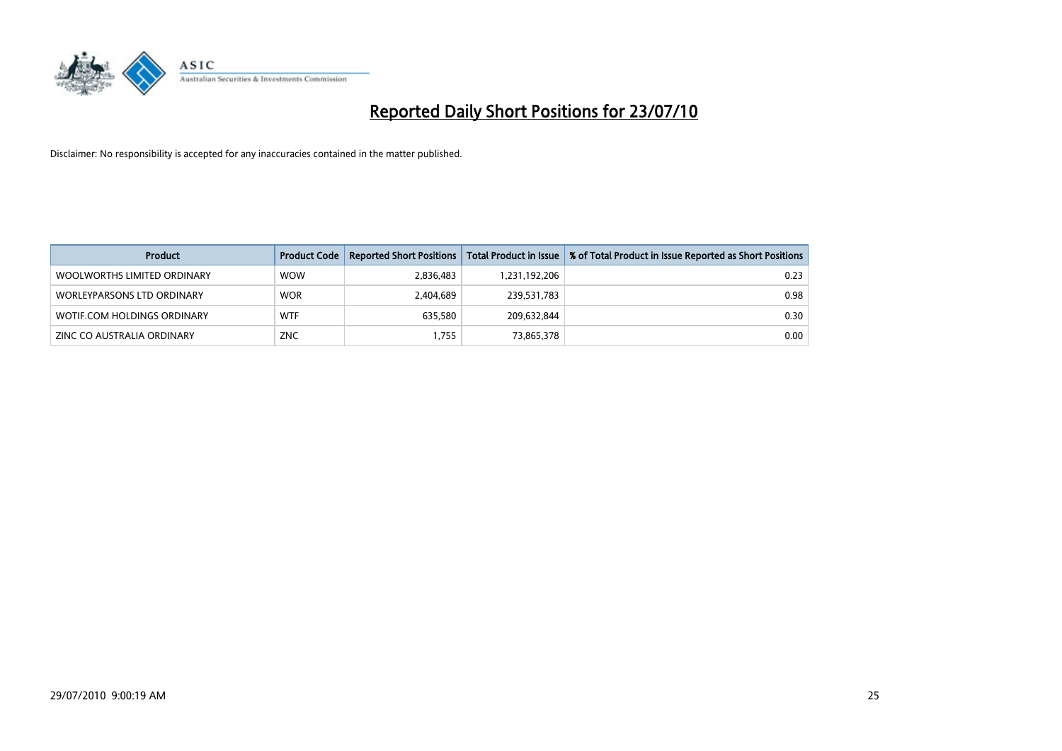# Reported Daily Short Positions for 23/07/10

Disclaimer: No responsibility is accepted for any inaccuracies contained in the matter published.

| Product | Product Code | Reported Short Positions | Total Product in Issue | % of Total Product in Issue Reported as Short Positions |
|---|---|---|---|---|
| WOOLWORTHS LIMITED ORDINARY | WOW | 2,836,483 | 1,231,192,206 | 0.23 |
| WORLEYPARSONS LTD ORDINARY | WOR | 2,404,689 | 239,531,783 | 0.98 |
| WOTIF.COM HOLDINGS ORDINARY | WTF | 635,580 | 209,632,844 | 0.30 |
| ZINC CO AUSTRALIA ORDINARY | ZNC | 1,755 | 73,865,378 | 0.00 |

29/07/2010 9:00:19 AM